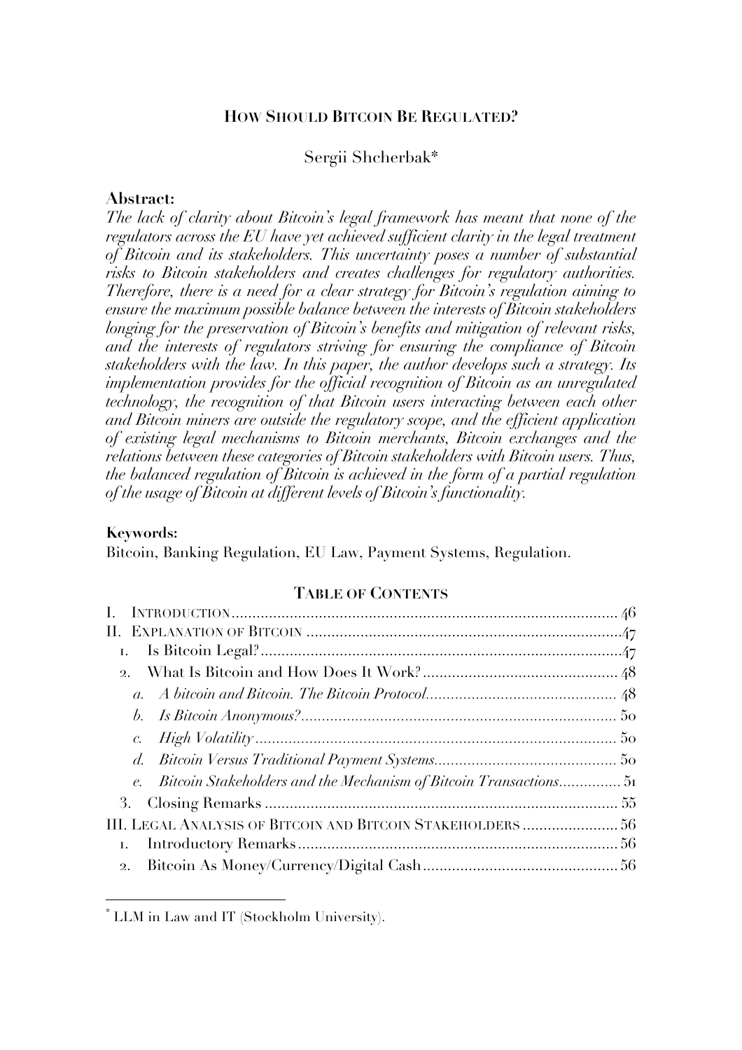# How Should Bitcoin Be Regulated?

Sergii Shcherbak*

**Abstract:**

*The lack of clarity about Bitcoin's legal framework has meant that none of the regulators across the EU have yet achieved sufficient clarity in the legal treatment of Bitcoin and its stakeholders. This uncertainty poses a number of substantial risks to Bitcoin stakeholders and creates challenges for regulatory authorities. Therefore, there is a need for a clear strategy for Bitcoin's regulation aiming to ensure the maximum possible balance between the interests of Bitcoin stakeholders longing for the preservation of Bitcoin's benefits and mitigation of relevant risks, and the interests of regulators striving for ensuring the compliance of Bitcoin stakeholders with the law. In this paper, the author develops such a strategy. Its implementation provides for the official recognition of Bitcoin as an unregulated technology, the recognition of that Bitcoin users interacting between each other and Bitcoin miners are outside the regulatory scope, and the efficient application of existing legal mechanisms to Bitcoin merchants, Bitcoin exchanges and the relations between these categories of Bitcoin stakeholders with Bitcoin users. Thus, the balanced regulation of Bitcoin is achieved in the form of a partial regulation of the usage of Bitcoin at different levels of Bitcoin's functionality.*

**Keywords:**

Bitcoin, Banking Regulation, EU Law, Payment Systems, Regulation.

## Table of Contents

I. Introduction .......... 46
II. Explanation of Bitcoin .......... 47
  1. Is Bitcoin Legal? .......... 47
  2. What Is Bitcoin and How Does It Work? .......... 48
    a. *A bitcoin and Bitcoin. The Bitcoin Protocol* .......... 48
    b. *Is Bitcoin Anonymous?* .......... 50
    c. *High Volatility* .......... 50
    d. *Bitcoin Versus Traditional Payment Systems* .......... 50
    e. *Bitcoin Stakeholders and the Mechanism of Bitcoin Transactions* .......... 51
  3. Closing Remarks .......... 55
III. Legal Analysis of Bitcoin and Bitcoin Stakeholders .......... 56
  1. Introductory Remarks .......... 56
  2. Bitcoin As Money/Currency/Digital Cash .......... 56

* LLM in Law and IT (Stockholm University).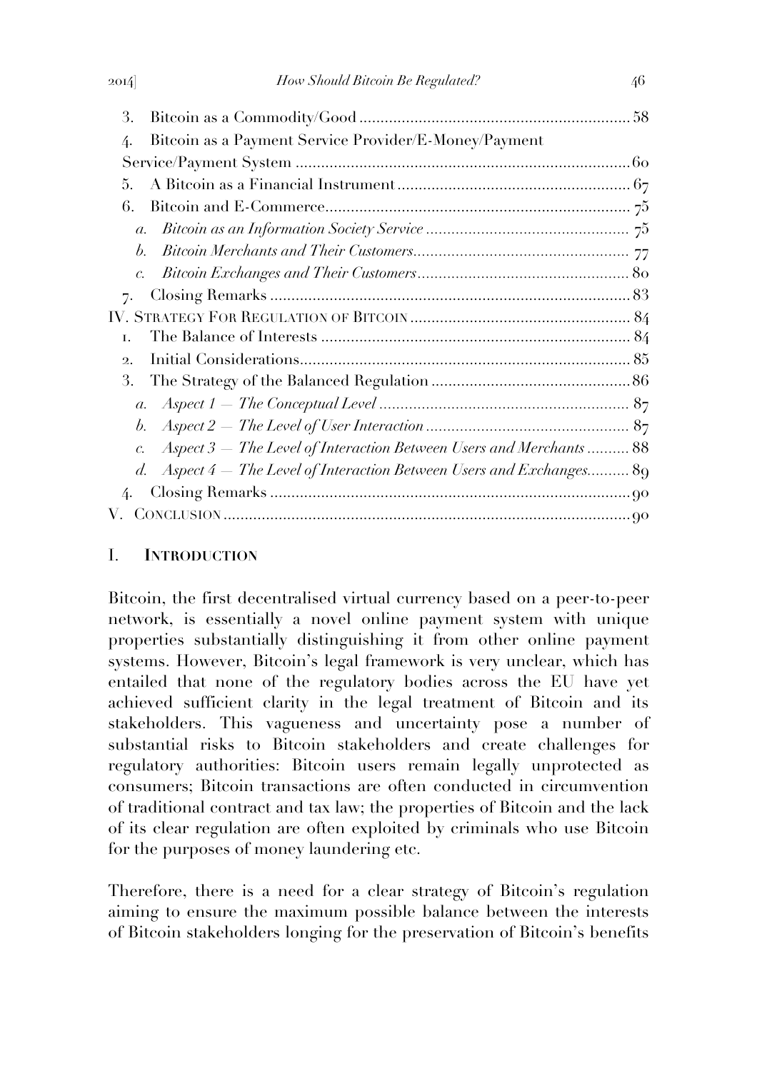3. Bitcoin as a Commodity/Good ................................................................ 58
4. Bitcoin as a Payment Service Provider/E-Money/Payment Service/Payment System ................................................................ 60
5. A Bitcoin as a Financial Instrument ................................................................ 67
6. Bitcoin and E-Commerce ................................................................ 75
   a. *Bitcoin as an Information Society Service* ................................................................ 75
   b. *Bitcoin Merchants and Their Customers* ................................................................ 77
   c. *Bitcoin Exchanges and Their Customers* ................................................................ 80
7. Closing Remarks ................................................................ 83

IV. STRATEGY FOR REGULATION OF BITCOIN ................................................................ 84
1. The Balance of Interests ................................................................ 84
2. Initial Considerations ................................................................ 85
3. The Strategy of the Balanced Regulation ................................................................ 86
   a. *Aspect 1 — The Conceptual Level* ................................................................ 87
   b. *Aspect 2 — The Level of User Interaction* ................................................................ 87
   c. *Aspect 3 — The Level of Interaction Between Users and Merchants* ................................................................ 88
   d. *Aspect 4 — The Level of Interaction Between Users and Exchanges* ................................................................ 89
4. Closing Remarks ................................................................ 90

V. CONCLUSION ................................................................ 90

# I. INTRODUCTION

Bitcoin, the first decentralised virtual currency based on a peer-to-peer network, is essentially a novel online payment system with unique properties substantially distinguishing it from other online payment systems. However, Bitcoin's legal framework is very unclear, which has entailed that none of the regulatory bodies across the EU have yet achieved sufficient clarity in the legal treatment of Bitcoin and its stakeholders. This vagueness and uncertainty pose a number of substantial risks to Bitcoin stakeholders and create challenges for regulatory authorities: Bitcoin users remain legally unprotected as consumers; Bitcoin transactions are often conducted in circumvention of traditional contract and tax law; the properties of Bitcoin and the lack of its clear regulation are often exploited by criminals who use Bitcoin for the purposes of money laundering etc.

Therefore, there is a need for a clear strategy of Bitcoin's regulation aiming to ensure the maximum possible balance between the interests of Bitcoin stakeholders longing for the preservation of Bitcoin's benefits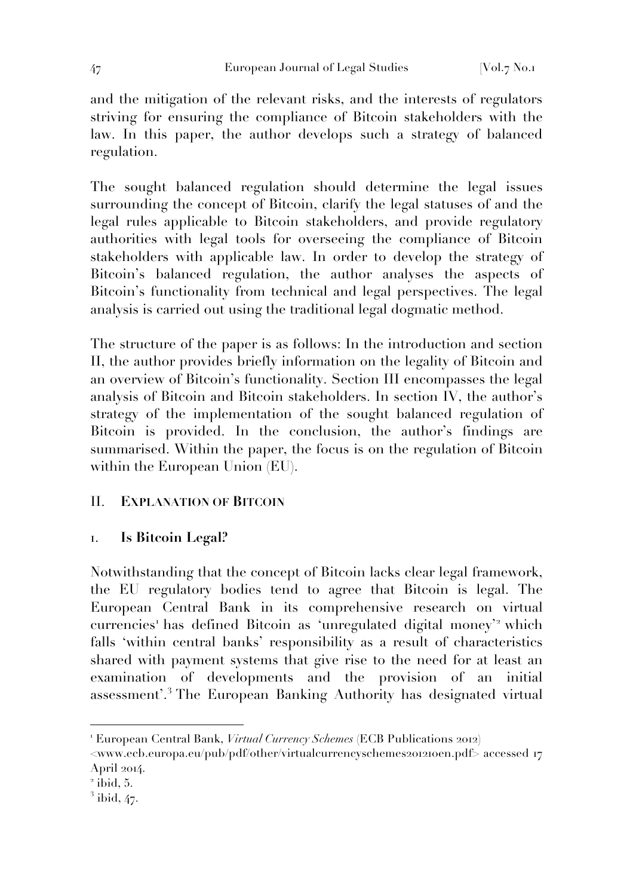and the mitigation of the relevant risks, and the interests of regulators striving for ensuring the compliance of Bitcoin stakeholders with the law. In this paper, the author develops such a strategy of balanced regulation.

The sought balanced regulation should determine the legal issues surrounding the concept of Bitcoin, clarify the legal statuses of and the legal rules applicable to Bitcoin stakeholders, and provide regulatory authorities with legal tools for overseeing the compliance of Bitcoin stakeholders with applicable law. In order to develop the strategy of Bitcoin's balanced regulation, the author analyses the aspects of Bitcoin's functionality from technical and legal perspectives. The legal analysis is carried out using the traditional legal dogmatic method.

The structure of the paper is as follows: In the introduction and section II, the author provides briefly information on the legality of Bitcoin and an overview of Bitcoin's functionality. Section III encompasses the legal analysis of Bitcoin and Bitcoin stakeholders. In section IV, the author's strategy of the implementation of the sought balanced regulation of Bitcoin is provided. In the conclusion, the author's findings are summarised. Within the paper, the focus is on the regulation of Bitcoin within the European Union (EU).

## II. Explanation of Bitcoin

### 1. Is Bitcoin Legal?

Notwithstanding that the concept of Bitcoin lacks clear legal framework, the EU regulatory bodies tend to agree that Bitcoin is legal. The European Central Bank in its comprehensive research on virtual currencies[1] has defined Bitcoin as 'unregulated digital money'[2] which falls 'within central banks' responsibility as a result of characteristics shared with payment systems that give rise to the need for at least an examination of developments and the provision of an initial assessment'.[3] The European Banking Authority has designated virtual

---

[1] European Central Bank, *Virtual Currency Schemes* (ECB Publications 2012) <www.ecb.europa.eu/pub/pdf/other/virtualcurrencyschemes201210en.pdf> accessed 17 April 2014.

[2] ibid, 5.

[3] ibid, 47.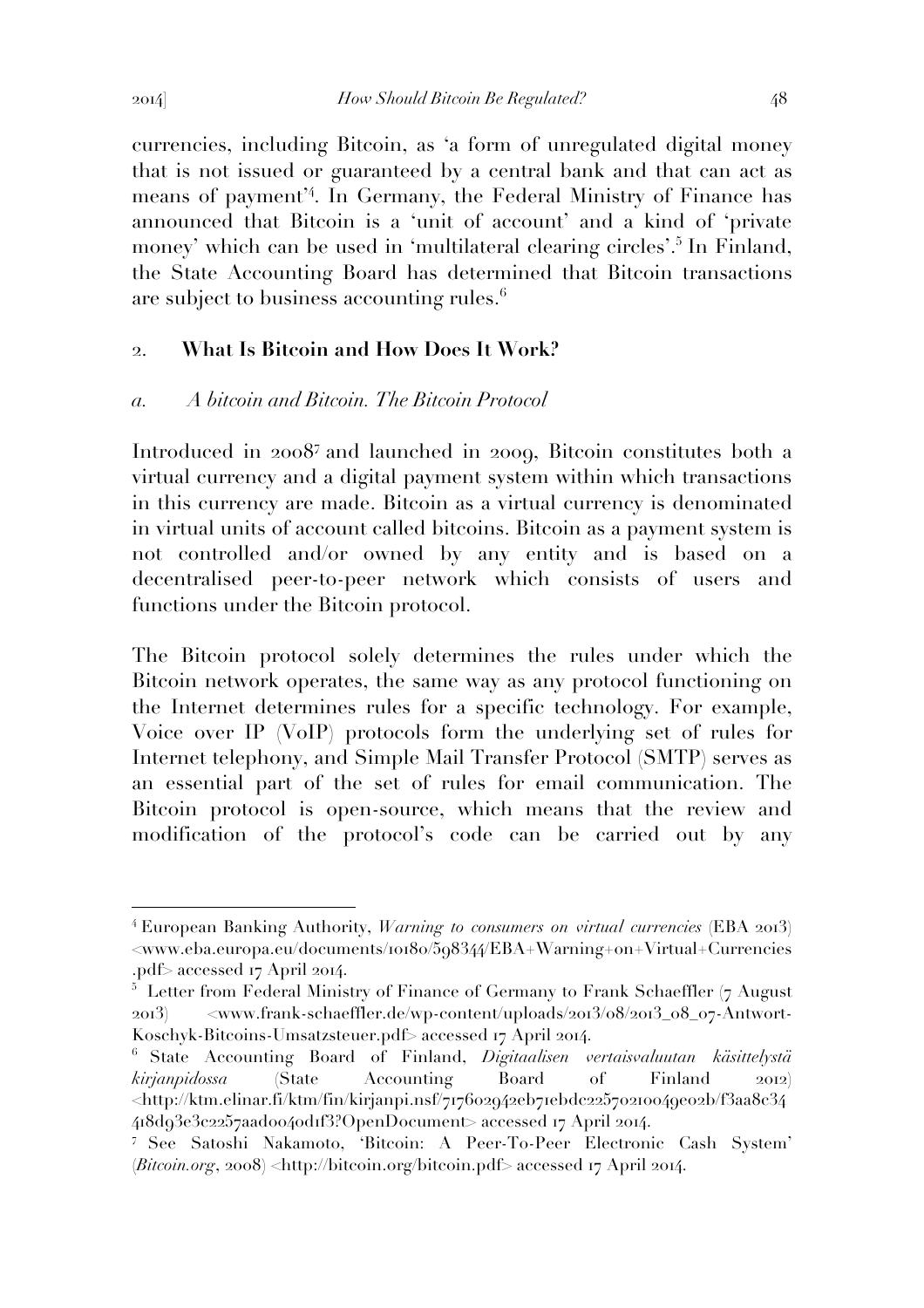currencies, including Bitcoin, as 'a form of unregulated digital money that is not issued or guaranteed by a central bank and that can act as means of payment'[4]. In Germany, the Federal Ministry of Finance has announced that Bitcoin is a 'unit of account' and a kind of 'private money' which can be used in 'multilateral clearing circles'.[5] In Finland, the State Accounting Board has determined that Bitcoin transactions are subject to business accounting rules.[6]

## 2. What Is Bitcoin and How Does It Work?

### *a. A bitcoin and Bitcoin. The Bitcoin Protocol*

Introduced in 2008[7] and launched in 2009, Bitcoin constitutes both a virtual currency and a digital payment system within which transactions in this currency are made. Bitcoin as a virtual currency is denominated in virtual units of account called bitcoins. Bitcoin as a payment system is not controlled and/or owned by any entity and is based on a decentralised peer-to-peer network which consists of users and functions under the Bitcoin protocol.

The Bitcoin protocol solely determines the rules under which the Bitcoin network operates, the same way as any protocol functioning on the Internet determines rules for a specific technology. For example, Voice over IP (VoIP) protocols form the underlying set of rules for Internet telephony, and Simple Mail Transfer Protocol (SMTP) serves as an essential part of the set of rules for email communication. The Bitcoin protocol is open-source, which means that the review and modification of the protocol's code can be carried out by any

---

[4] European Banking Authority, *Warning to consumers on virtual currencies* (EBA 2013) <www.eba.europa.eu/documents/10180/598344/EBA+Warning+on+Virtual+Currencies.pdf> accessed 17 April 2014.

[5] Letter from Federal Ministry of Finance of Germany to Frank Schaeffler (7 August 2013) <www.frank-schaeffler.de/wp-content/uploads/2013/08/2013_08_07-Antwort-Koschyk-Bitcoins-Umsatzsteuer.pdf> accessed 17 April 2014.

[6] State Accounting Board of Finland, *Digitaalisen vertaisvaluutan käsittelystä kirjanpidossa* (State Accounting Board of Finland 2012) <http://ktm.elinar.fi/ktm/fin/kirjanpi.nsf/717602942eb71ebdc22570210049e02b/f3aa8c34418d93e3c2257aad0040d1f3?OpenDocument> accessed 17 April 2014.

[7] See Satoshi Nakamoto, 'Bitcoin: A Peer-To-Peer Electronic Cash System' (*Bitcoin.org*, 2008) <http://bitcoin.org/bitcoin.pdf> accessed 17 April 2014.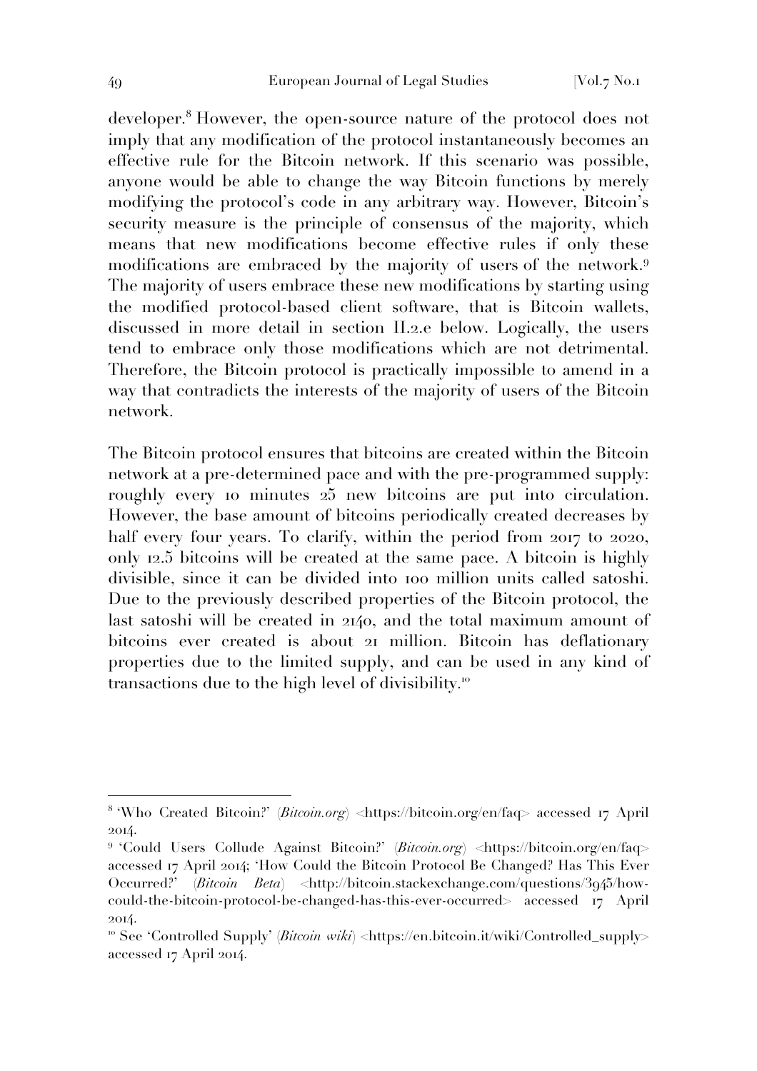developer.[8] However, the open-source nature of the protocol does not imply that any modification of the protocol instantaneously becomes an effective rule for the Bitcoin network. If this scenario was possible, anyone would be able to change the way Bitcoin functions by merely modifying the protocol's code in any arbitrary way. However, Bitcoin's security measure is the principle of consensus of the majority, which means that new modifications become effective rules if only these modifications are embraced by the majority of users of the network.[9] The majority of users embrace these new modifications by starting using the modified protocol-based client software, that is Bitcoin wallets, discussed in more detail in section II.2.e below. Logically, the users tend to embrace only those modifications which are not detrimental. Therefore, the Bitcoin protocol is practically impossible to amend in a way that contradicts the interests of the majority of users of the Bitcoin network.

The Bitcoin protocol ensures that bitcoins are created within the Bitcoin network at a pre-determined pace and with the pre-programmed supply: roughly every 10 minutes 25 new bitcoins are put into circulation. However, the base amount of bitcoins periodically created decreases by half every four years. To clarify, within the period from 2017 to 2020, only 12.5 bitcoins will be created at the same pace. A bitcoin is highly divisible, since it can be divided into 100 million units called satoshi. Due to the previously described properties of the Bitcoin protocol, the last satoshi will be created in 2140, and the total maximum amount of bitcoins ever created is about 21 million. Bitcoin has deflationary properties due to the limited supply, and can be used in any kind of transactions due to the high level of divisibility.[10]

---

[8] 'Who Created Bitcoin?' (*Bitcoin.org*) <https://bitcoin.org/en/faq> accessed 17 April 2014.

[9] 'Could Users Collude Against Bitcoin?' (*Bitcoin.org*) <https://bitcoin.org/en/faq> accessed 17 April 2014; 'How Could the Bitcoin Protocol Be Changed? Has This Ever Occurred?' (*Bitcoin Beta*) <http://bitcoin.stackexchange.com/questions/3945/how-could-the-bitcoin-protocol-be-changed-has-this-ever-occurred> accessed 17 April 2014.

[10] See 'Controlled Supply' (*Bitcoin wiki*) <https://en.bitcoin.it/wiki/Controlled_supply> accessed 17 April 2014.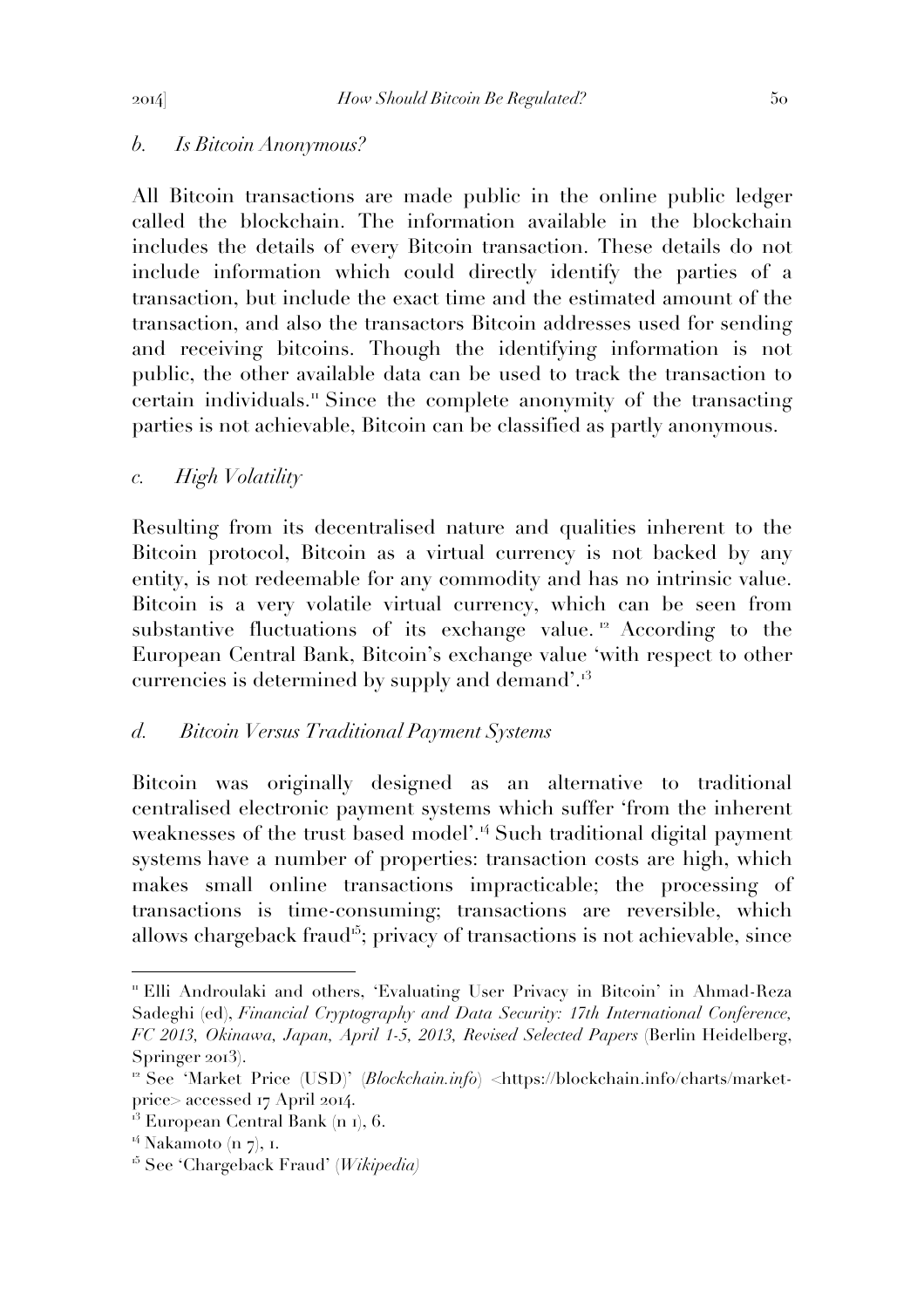### *b. Is Bitcoin Anonymous?*

All Bitcoin transactions are made public in the online public ledger called the blockchain. The information available in the blockchain includes the details of every Bitcoin transaction. These details do not include information which could directly identify the parties of a transaction, but include the exact time and the estimated amount of the transaction, and also the transactors Bitcoin addresses used for sending and receiving bitcoins. Though the identifying information is not public, the other available data can be used to track the transaction to certain individuals.[11] Since the complete anonymity of the transacting parties is not achievable, Bitcoin can be classified as partly anonymous.

### *c. High Volatility*

Resulting from its decentralised nature and qualities inherent to the Bitcoin protocol, Bitcoin as a virtual currency is not backed by any entity, is not redeemable for any commodity and has no intrinsic value. Bitcoin is a very volatile virtual currency, which can be seen from substantive fluctuations of its exchange value.[12] According to the European Central Bank, Bitcoin's exchange value 'with respect to other currencies is determined by supply and demand'.[13]

### *d. Bitcoin Versus Traditional Payment Systems*

Bitcoin was originally designed as an alternative to traditional centralised electronic payment systems which suffer 'from the inherent weaknesses of the trust based model'.[14] Such traditional digital payment systems have a number of properties: transaction costs are high, which makes small online transactions impracticable; the processing of transactions is time-consuming; transactions are reversible, which allows chargeback fraud[15]; privacy of transactions is not achievable, since

---

[11] Elli Androulaki and others, 'Evaluating User Privacy in Bitcoin' in Ahmad-Reza Sadeghi (ed), *Financial Cryptography and Data Security: 17th International Conference, FC 2013, Okinawa, Japan, April 1-5, 2013, Revised Selected Papers* (Berlin Heidelberg, Springer 2013).

[12] See 'Market Price (USD)' (*Blockchain.info*) <https://blockchain.info/charts/market-price> accessed 17 April 2014.

[13] European Central Bank (n 1), 6.

[14] Nakamoto (n 7), 1.

[15] See 'Chargeback Fraud' (*Wikipedia*)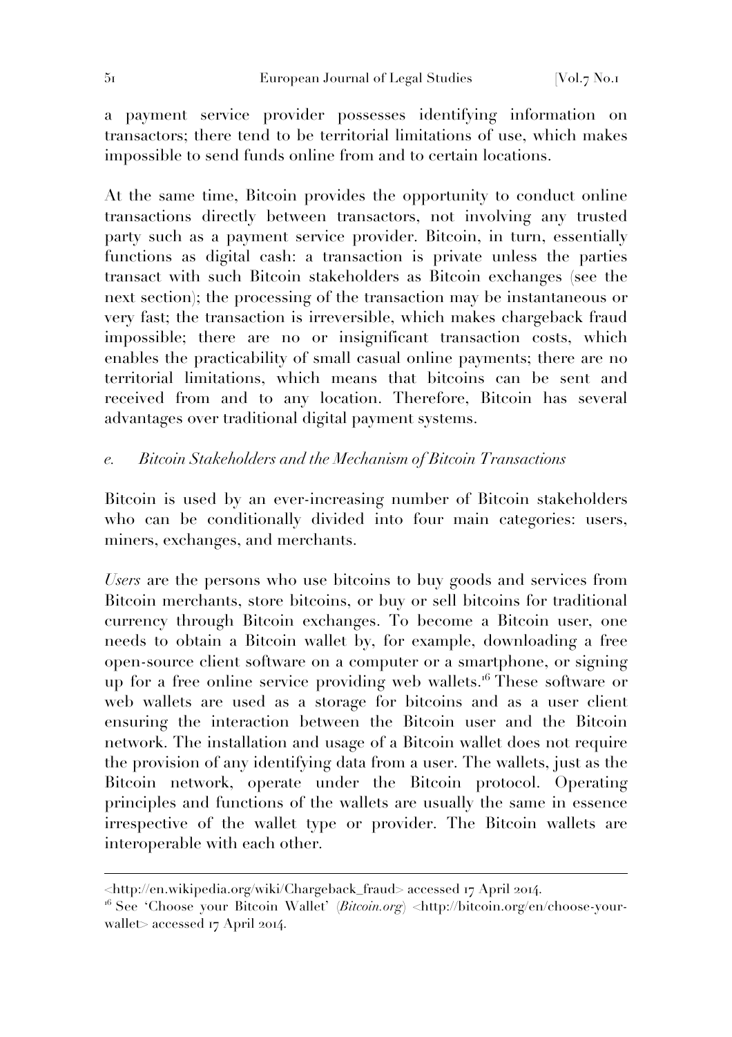a payment service provider possesses identifying information on transactors; there tend to be territorial limitations of use, which makes impossible to send funds online from and to certain locations.

At the same time, Bitcoin provides the opportunity to conduct online transactions directly between transactors, not involving any trusted party such as a payment service provider. Bitcoin, in turn, essentially functions as digital cash: a transaction is private unless the parties transact with such Bitcoin stakeholders as Bitcoin exchanges (see the next section); the processing of the transaction may be instantaneous or very fast; the transaction is irreversible, which makes chargeback fraud impossible; there are no or insignificant transaction costs, which enables the practicability of small casual online payments; there are no territorial limitations, which means that bitcoins can be sent and received from and to any location. Therefore, Bitcoin has several advantages over traditional digital payment systems.

### *e. Bitcoin Stakeholders and the Mechanism of Bitcoin Transactions*

Bitcoin is used by an ever-increasing number of Bitcoin stakeholders who can be conditionally divided into four main categories: users, miners, exchanges, and merchants.

*Users* are the persons who use bitcoins to buy goods and services from Bitcoin merchants, store bitcoins, or buy or sell bitcoins for traditional currency through Bitcoin exchanges. To become a Bitcoin user, one needs to obtain a Bitcoin wallet by, for example, downloading a free open-source client software on a computer or a smartphone, or signing up for a free online service providing web wallets.[16] These software or web wallets are used as a storage for bitcoins and as a user client ensuring the interaction between the Bitcoin user and the Bitcoin network. The installation and usage of a Bitcoin wallet does not require the provision of any identifying data from a user. The wallets, just as the Bitcoin network, operate under the Bitcoin protocol. Operating principles and functions of the wallets are usually the same in essence irrespective of the wallet type or provider. The Bitcoin wallets are interoperable with each other.

---

<http://en.wikipedia.org/wiki/Chargeback_fraud> accessed 17 April 2014.

[16] See 'Choose your Bitcoin Wallet' (*Bitcoin.org*) <http://bitcoin.org/en/choose-your-wallet> accessed 17 April 2014.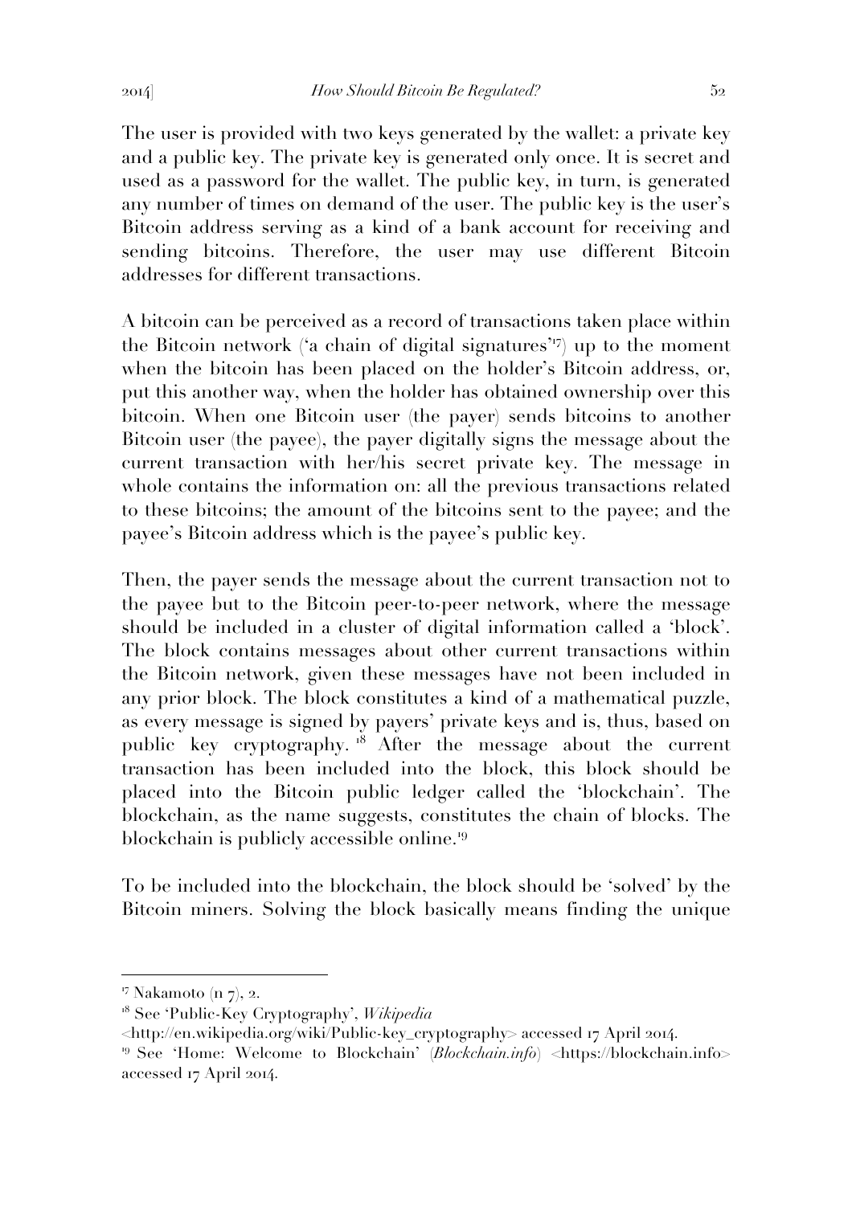The user is provided with two keys generated by the wallet: a private key and a public key. The private key is generated only once. It is secret and used as a password for the wallet. The public key, in turn, is generated any number of times on demand of the user. The public key is the user's Bitcoin address serving as a kind of a bank account for receiving and sending bitcoins. Therefore, the user may use different Bitcoin addresses for different transactions.

A bitcoin can be perceived as a record of transactions taken place within the Bitcoin network ('a chain of digital signatures'[17]) up to the moment when the bitcoin has been placed on the holder's Bitcoin address, or, put this another way, when the holder has obtained ownership over this bitcoin. When one Bitcoin user (the payer) sends bitcoins to another Bitcoin user (the payee), the payer digitally signs the message about the current transaction with her/his secret private key. The message in whole contains the information on: all the previous transactions related to these bitcoins; the amount of the bitcoins sent to the payee; and the payee's Bitcoin address which is the payee's public key.

Then, the payer sends the message about the current transaction not to the payee but to the Bitcoin peer-to-peer network, where the message should be included in a cluster of digital information called a 'block'. The block contains messages about other current transactions within the Bitcoin network, given these messages have not been included in any prior block. The block constitutes a kind of a mathematical puzzle, as every message is signed by payers' private keys and is, thus, based on public key cryptography.[18] After the message about the current transaction has been included into the block, this block should be placed into the Bitcoin public ledger called the 'blockchain'. The blockchain, as the name suggests, constitutes the chain of blocks. The blockchain is publicly accessible online.[19]

To be included into the blockchain, the block should be 'solved' by the Bitcoin miners. Solving the block basically means finding the unique

---

[17] Nakamoto (n 7), 2.

[18] See 'Public-Key Cryptography', *Wikipedia* <http://en.wikipedia.org/wiki/Public-key_cryptography> accessed 17 April 2014.

[19] See 'Home: Welcome to Blockchain' (*Blockchain.info*) <https://blockchain.info> accessed 17 April 2014.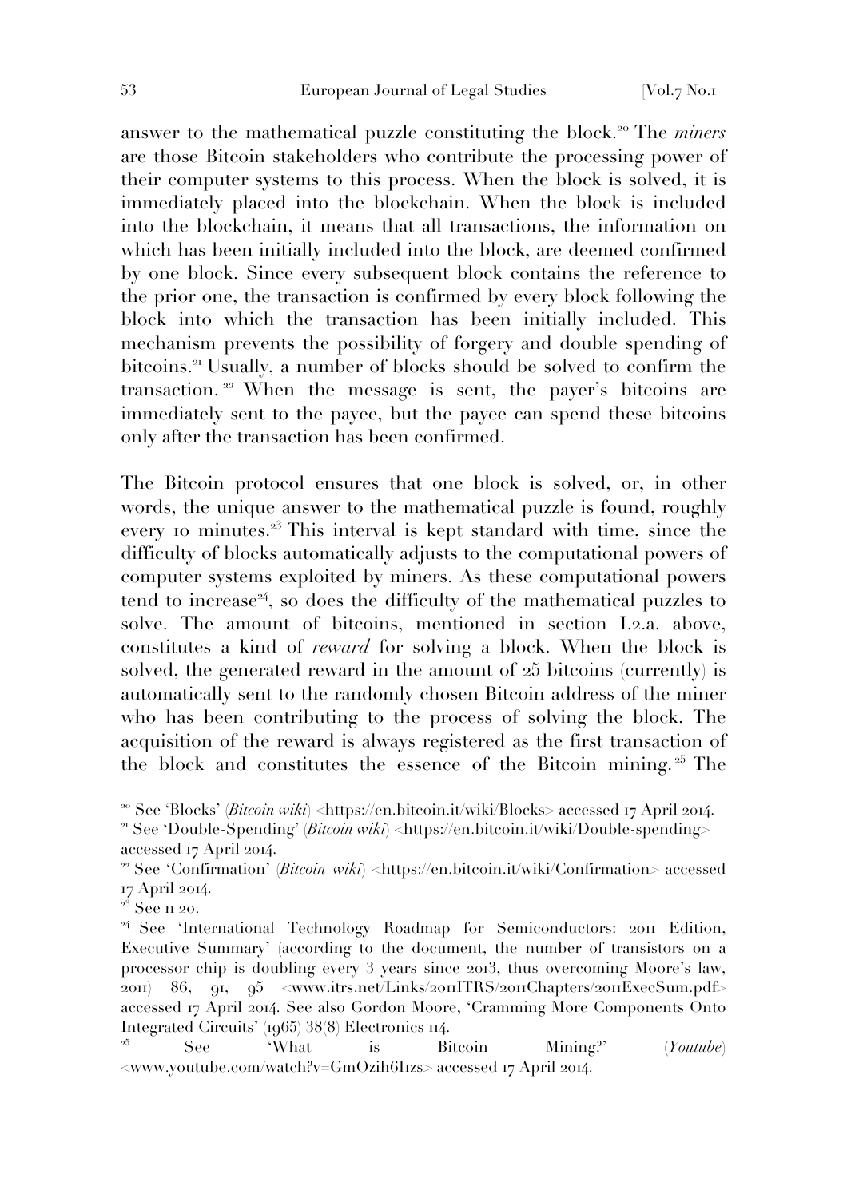answer to the mathematical puzzle constituting the block.[20] The *miners* are those Bitcoin stakeholders who contribute the processing power of their computer systems to this process. When the block is solved, it is immediately placed into the blockchain. When the block is included into the blockchain, it means that all transactions, the information on which has been initially included into the block, are deemed confirmed by one block. Since every subsequent block contains the reference to the prior one, the transaction is confirmed by every block following the block into which the transaction has been initially included. This mechanism prevents the possibility of forgery and double spending of bitcoins.[21] Usually, a number of blocks should be solved to confirm the transaction.[22] When the message is sent, the payer's bitcoins are immediately sent to the payee, but the payee can spend these bitcoins only after the transaction has been confirmed.

The Bitcoin protocol ensures that one block is solved, or, in other words, the unique answer to the mathematical puzzle is found, roughly every 10 minutes.[23] This interval is kept standard with time, since the difficulty of blocks automatically adjusts to the computational powers of computer systems exploited by miners. As these computational powers tend to increase[24], so does the difficulty of the mathematical puzzles to solve. The amount of bitcoins, mentioned in section I.2.a. above, constitutes a kind of *reward* for solving a block. When the block is solved, the generated reward in the amount of 25 bitcoins (currently) is automatically sent to the randomly chosen Bitcoin address of the miner who has been contributing to the process of solving the block. The acquisition of the reward is always registered as the first transaction of the block and constitutes the essence of the Bitcoin mining.[25] The

---

[20] See 'Blocks' (*Bitcoin wiki*) <https://en.bitcoin.it/wiki/Blocks> accessed 17 April 2014.

[21] See 'Double-Spending' (*Bitcoin wiki*) <https://en.bitcoin.it/wiki/Double-spending> accessed 17 April 2014.

[22] See 'Confirmation' (*Bitcoin wiki*) <https://en.bitcoin.it/wiki/Confirmation> accessed 17 April 2014.

[23] See n 20.

[24] See 'International Technology Roadmap for Semiconductors: 2011 Edition, Executive Summary' (according to the document, the number of transistors on a processor chip is doubling every 3 years since 2013, thus overcoming Moore's law, 2011) 86, 91, 95 <www.itrs.net/Links/2011ITRS/2011Chapters/2011ExecSum.pdf> accessed 17 April 2014. See also Gordon Moore, 'Cramming More Components Onto Integrated Circuits' (1965) 38(8) Electronics 114.

[25] See 'What is Bitcoin Mining?' (*Youtube*) <www.youtube.com/watch?v=GmOzih6I1zs> accessed 17 April 2014.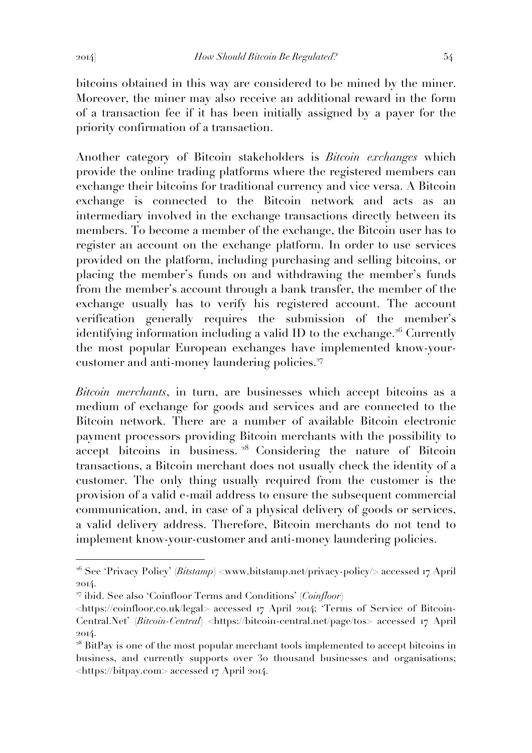bitcoins obtained in this way are considered to be mined by the miner. Moreover, the miner may also receive an additional reward in the form of a transaction fee if it has been initially assigned by a payer for the priority confirmation of a transaction.

Another category of Bitcoin stakeholders is *Bitcoin exchanges* which provide the online trading platforms where the registered members can exchange their bitcoins for traditional currency and vice versa. A Bitcoin exchange is connected to the Bitcoin network and acts as an intermediary involved in the exchange transactions directly between its members. To become a member of the exchange, the Bitcoin user has to register an account on the exchange platform. In order to use services provided on the platform, including purchasing and selling bitcoins, or placing the member's funds on and withdrawing the member's funds from the member's account through a bank transfer, the member of the exchange usually has to verify his registered account. The account verification generally requires the submission of the member's identifying information including a valid ID to the exchange.[26] Currently the most popular European exchanges have implemented know-your-customer and anti-money laundering policies.[27]

*Bitcoin merchants*, in turn, are businesses which accept bitcoins as a medium of exchange for goods and services and are connected to the Bitcoin network. There are a number of available Bitcoin electronic payment processors providing Bitcoin merchants with the possibility to accept bitcoins in business.[28] Considering the nature of Bitcoin transactions, a Bitcoin merchant does not usually check the identity of a customer. The only thing usually required from the customer is the provision of a valid e-mail address to ensure the subsequent commercial communication, and, in case of a physical delivery of goods or services, a valid delivery address. Therefore, Bitcoin merchants do not tend to implement know-your-customer and anti-money laundering policies.

---

[26] See 'Privacy Policy' (*Bitstamp*) <www.bitstamp.net/privacy-policy/> accessed 17 April 2014.

[27] ibid. See also 'Coinfloor Terms and Conditions' (*Coinfloor*) <https://coinfloor.co.uk/legal> accessed 17 April 2014; 'Terms of Service of Bitcoin-Central.Net' (*Bitcoin-Central*) <https://bitcoin-central.net/page/tos> accessed 17 April 2014.

[28] BitPay is one of the most popular merchant tools implemented to accept bitcoins in business, and currently supports over 30 thousand businesses and organisations; <https://bitpay.com> accessed 17 April 2014.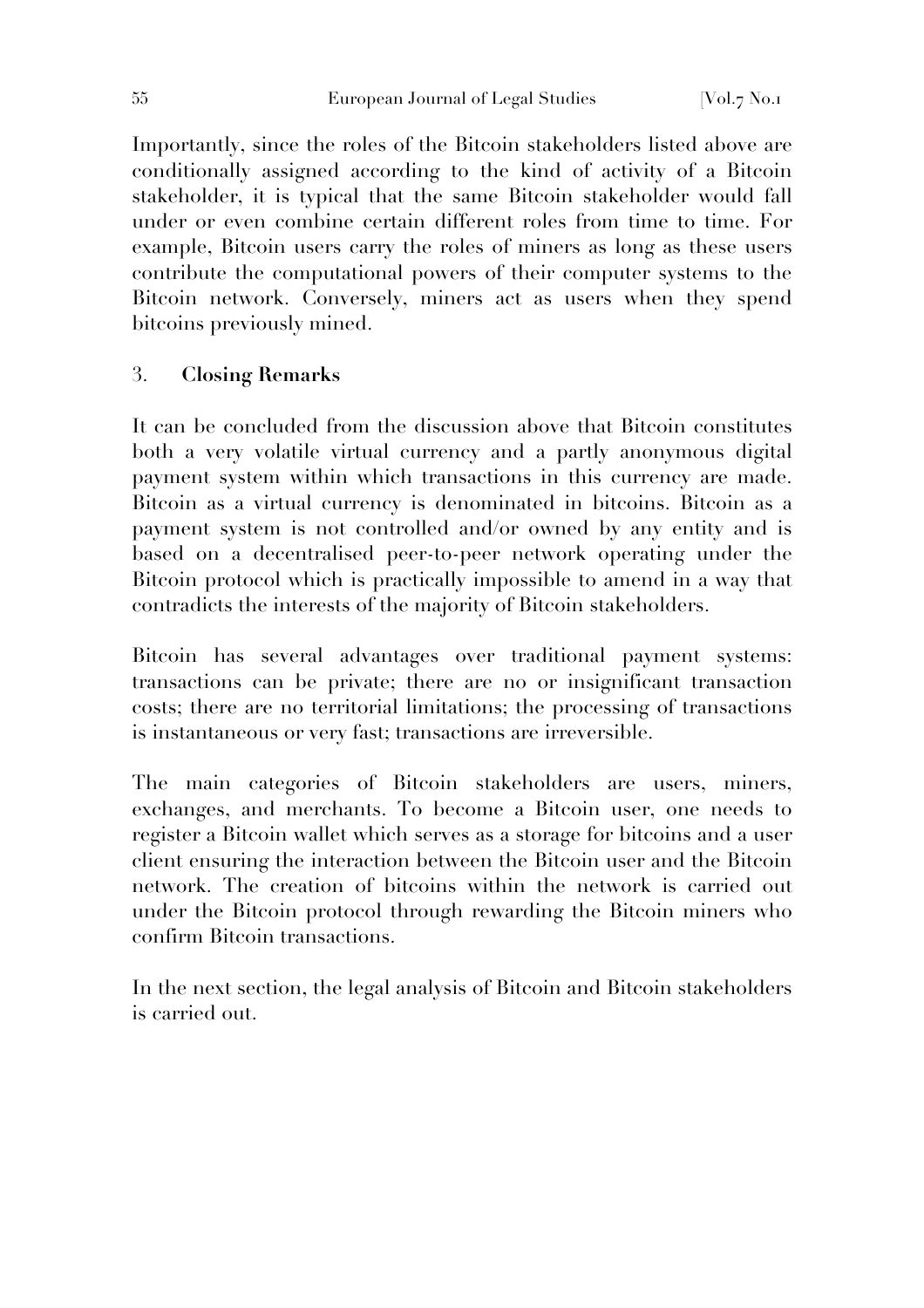Importantly, since the roles of the Bitcoin stakeholders listed above are conditionally assigned according to the kind of activity of a Bitcoin stakeholder, it is typical that the same Bitcoin stakeholder would fall under or even combine certain different roles from time to time. For example, Bitcoin users carry the roles of miners as long as these users contribute the computational powers of their computer systems to the Bitcoin network. Conversely, miners act as users when they spend bitcoins previously mined.

## 3. Closing Remarks

It can be concluded from the discussion above that Bitcoin constitutes both a very volatile virtual currency and a partly anonymous digital payment system within which transactions in this currency are made. Bitcoin as a virtual currency is denominated in bitcoins. Bitcoin as a payment system is not controlled and/or owned by any entity and is based on a decentralised peer-to-peer network operating under the Bitcoin protocol which is practically impossible to amend in a way that contradicts the interests of the majority of Bitcoin stakeholders.

Bitcoin has several advantages over traditional payment systems: transactions can be private; there are no or insignificant transaction costs; there are no territorial limitations; the processing of transactions is instantaneous or very fast; transactions are irreversible.

The main categories of Bitcoin stakeholders are users, miners, exchanges, and merchants. To become a Bitcoin user, one needs to register a Bitcoin wallet which serves as a storage for bitcoins and a user client ensuring the interaction between the Bitcoin user and the Bitcoin network. The creation of bitcoins within the network is carried out under the Bitcoin protocol through rewarding the Bitcoin miners who confirm Bitcoin transactions.

In the next section, the legal analysis of Bitcoin and Bitcoin stakeholders is carried out.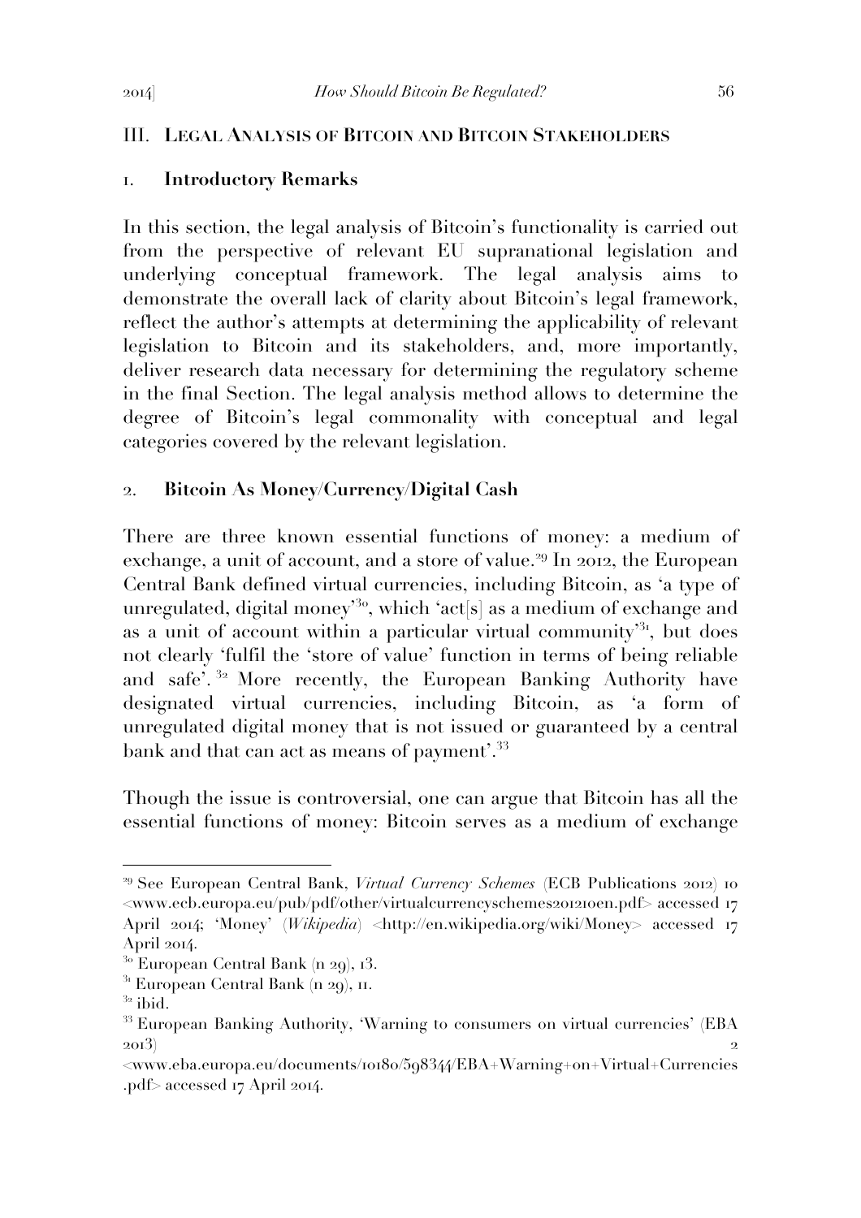## III. Legal Analysis of Bitcoin and Bitcoin Stakeholders

### 1. Introductory Remarks

In this section, the legal analysis of Bitcoin's functionality is carried out from the perspective of relevant EU supranational legislation and underlying conceptual framework. The legal analysis aims to demonstrate the overall lack of clarity about Bitcoin's legal framework, reflect the author's attempts at determining the applicability of relevant legislation to Bitcoin and its stakeholders, and, more importantly, deliver research data necessary for determining the regulatory scheme in the final Section. The legal analysis method allows to determine the degree of Bitcoin's legal commonality with conceptual and legal categories covered by the relevant legislation.

### 2. Bitcoin As Money/Currency/Digital Cash

There are three known essential functions of money: a medium of exchange, a unit of account, and a store of value.[29] In 2012, the European Central Bank defined virtual currencies, including Bitcoin, as 'a type of unregulated, digital money'[30], which 'act[s] as a medium of exchange and as a unit of account within a particular virtual community'[31], but does not clearly 'fulfil the 'store of value' function in terms of being reliable and safe'.[32] More recently, the European Banking Authority have designated virtual currencies, including Bitcoin, as 'a form of unregulated digital money that is not issued or guaranteed by a central bank and that can act as means of payment'.[33]

Though the issue is controversial, one can argue that Bitcoin has all the essential functions of money: Bitcoin serves as a medium of exchange

---

[29] See European Central Bank, *Virtual Currency Schemes* (ECB Publications 2012) 10 <www.ecb.europa.eu/pub/pdf/other/virtualcurrencyschemes201210en.pdf> accessed 17 April 2014; 'Money' (*Wikipedia*) <http://en.wikipedia.org/wiki/Money> accessed 17 April 2014.

[30] European Central Bank (n 29), 13.

[31] European Central Bank (n 29), 11.

[32] ibid.

[33] European Banking Authority, 'Warning to consumers on virtual currencies' (EBA 2013) 2 <www.eba.europa.eu/documents/10180/598344/EBA+Warning+on+Virtual+Currencies.pdf> accessed 17 April 2014.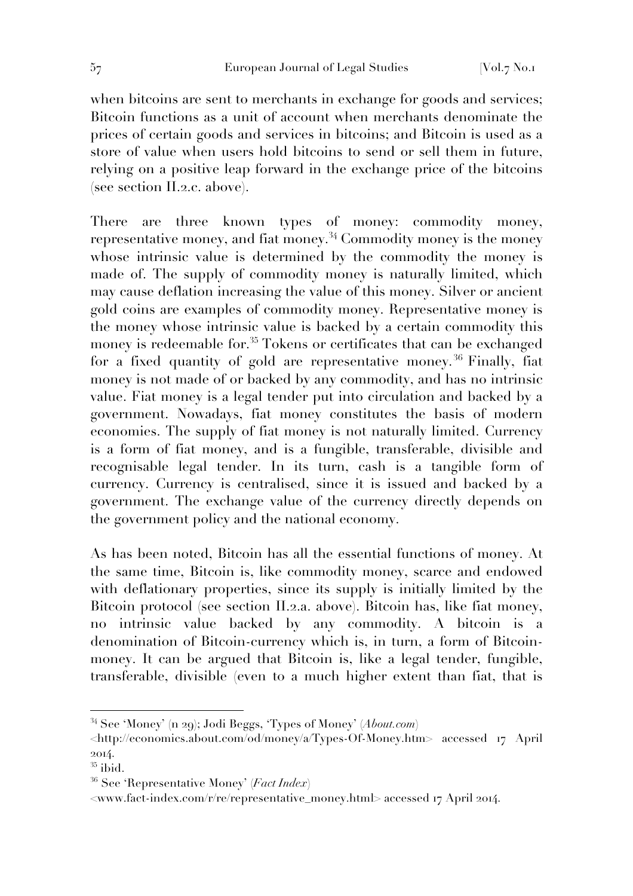when bitcoins are sent to merchants in exchange for goods and services; Bitcoin functions as a unit of account when merchants denominate the prices of certain goods and services in bitcoins; and Bitcoin is used as a store of value when users hold bitcoins to send or sell them in future, relying on a positive leap forward in the exchange price of the bitcoins (see section II.2.c. above).

There are three known types of money: commodity money, representative money, and fiat money.[34] Commodity money is the money whose intrinsic value is determined by the commodity the money is made of. The supply of commodity money is naturally limited, which may cause deflation increasing the value of this money. Silver or ancient gold coins are examples of commodity money. Representative money is the money whose intrinsic value is backed by a certain commodity this money is redeemable for.[35] Tokens or certificates that can be exchanged for a fixed quantity of gold are representative money.[36] Finally, fiat money is not made of or backed by any commodity, and has no intrinsic value. Fiat money is a legal tender put into circulation and backed by a government. Nowadays, fiat money constitutes the basis of modern economies. The supply of fiat money is not naturally limited. Currency is a form of fiat money, and is a fungible, transferable, divisible and recognisable legal tender. In its turn, cash is a tangible form of currency. Currency is centralised, since it is issued and backed by a government. The exchange value of the currency directly depends on the government policy and the national economy.

As has been noted, Bitcoin has all the essential functions of money. At the same time, Bitcoin is, like commodity money, scarce and endowed with deflationary properties, since its supply is initially limited by the Bitcoin protocol (see section II.2.a. above). Bitcoin has, like fiat money, no intrinsic value backed by any commodity. A bitcoin is a denomination of Bitcoin-currency which is, in turn, a form of Bitcoin-money. It can be argued that Bitcoin is, like a legal tender, fungible, transferable, divisible (even to a much higher extent than fiat, that is

---

[34] See 'Money' (n 29); Jodi Beggs, 'Types of Money' (*About.com*) <http://economics.about.com/od/money/a/Types-Of-Money.htm> accessed 17 April 2014.

[35] ibid.

[36] See 'Representative Money' (*Fact Index*) <www.fact-index.com/r/re/representative_money.html> accessed 17 April 2014.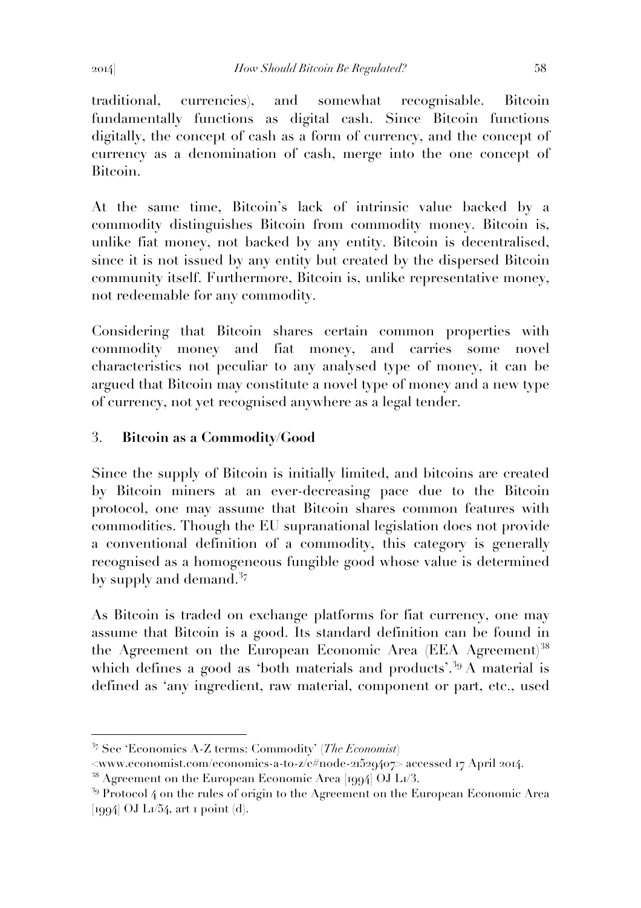traditional, currencies), and somewhat recognisable. Bitcoin fundamentally functions as digital cash. Since Bitcoin functions digitally, the concept of cash as a form of currency, and the concept of currency as a denomination of cash, merge into the one concept of Bitcoin.

At the same time, Bitcoin's lack of intrinsic value backed by a commodity distinguishes Bitcoin from commodity money. Bitcoin is, unlike fiat money, not backed by any entity. Bitcoin is decentralised, since it is not issued by any entity but created by the dispersed Bitcoin community itself. Furthermore, Bitcoin is, unlike representative money, not redeemable for any commodity.

Considering that Bitcoin shares certain common properties with commodity money and fiat money, and carries some novel characteristics not peculiar to any analysed type of money, it can be argued that Bitcoin may constitute a novel type of money and a new type of currency, not yet recognised anywhere as a legal tender.

### 3. **Bitcoin as a Commodity/Good**

Since the supply of Bitcoin is initially limited, and bitcoins are created by Bitcoin miners at an ever-decreasing pace due to the Bitcoin protocol, one may assume that Bitcoin shares common features with commodities. Though the EU supranational legislation does not provide a conventional definition of a commodity, this category is generally recognised as a homogeneous fungible good whose value is determined by supply and demand.[37]

As Bitcoin is traded on exchange platforms for fiat currency, one may assume that Bitcoin is a good. Its standard definition can be found in the Agreement on the European Economic Area (EEA Agreement)[38] which defines a good as 'both materials and products'.[39] A material is defined as 'any ingredient, raw material, component or part, etc., used

---

[37] See 'Economics A-Z terms: Commodity' (*The Economist*) <www.economist.com/economics-a-to-z/c#node-21529407> accessed 17 April 2014.

[38] Agreement on the European Economic Area [1994] OJ L1/3.

[39] Protocol 4 on the rules of origin to the Agreement on the European Economic Area [1994] OJ L1/54, art 1 point (d).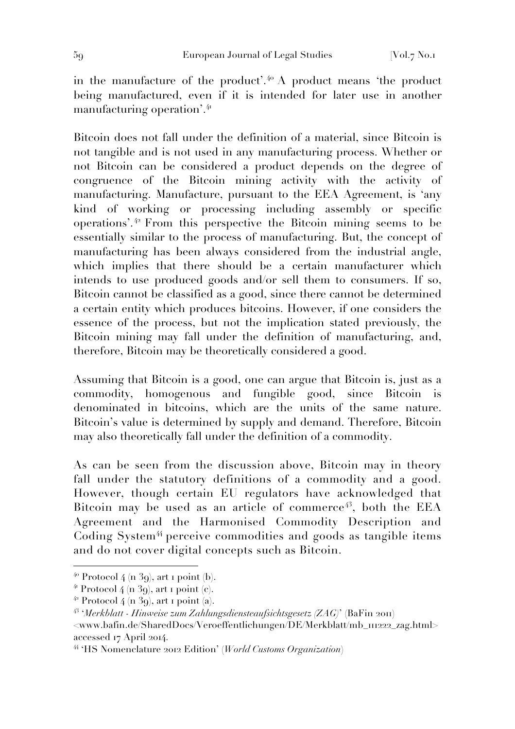in the manufacture of the product'.[40] A product means 'the product being manufactured, even if it is intended for later use in another manufacturing operation'.[41]

Bitcoin does not fall under the definition of a material, since Bitcoin is not tangible and is not used in any manufacturing process. Whether or not Bitcoin can be considered a product depends on the degree of congruence of the Bitcoin mining activity with the activity of manufacturing. Manufacture, pursuant to the EEA Agreement, is 'any kind of working or processing including assembly or specific operations'.[42] From this perspective the Bitcoin mining seems to be essentially similar to the process of manufacturing. But, the concept of manufacturing has been always considered from the industrial angle, which implies that there should be a certain manufacturer which intends to use produced goods and/or sell them to consumers. If so, Bitcoin cannot be classified as a good, since there cannot be determined a certain entity which produces bitcoins. However, if one considers the essence of the process, but not the implication stated previously, the Bitcoin mining may fall under the definition of manufacturing, and, therefore, Bitcoin may be theoretically considered a good.

Assuming that Bitcoin is a good, one can argue that Bitcoin is, just as a commodity, homogenous and fungible good, since Bitcoin is denominated in bitcoins, which are the units of the same nature. Bitcoin's value is determined by supply and demand. Therefore, Bitcoin may also theoretically fall under the definition of a commodity.

As can be seen from the discussion above, Bitcoin may in theory fall under the statutory definitions of a commodity and a good. However, though certain EU regulators have acknowledged that Bitcoin may be used as an article of commerce[43], both the EEA Agreement and the Harmonised Commodity Description and Coding System[44] perceive commodities and goods as tangible items and do not cover digital concepts such as Bitcoin.

---

[40] Protocol 4 (n 39), art 1 point (b).

[41] Protocol 4 (n 39), art 1 point (c).

[42] Protocol 4 (n 39), art 1 point (a).

[43] '*Merkblatt - Hinweise zum Zahlungsdiensteaufsichtsgesetz (ZAG)*' (BaFin 2011) <www.bafin.de/SharedDocs/Veroeffentlichungen/DE/Merkblatt/mb_111222_zag.html> accessed 17 April 2014.

[44] 'HS Nomenclature 2012 Edition' (*World Customs Organization*)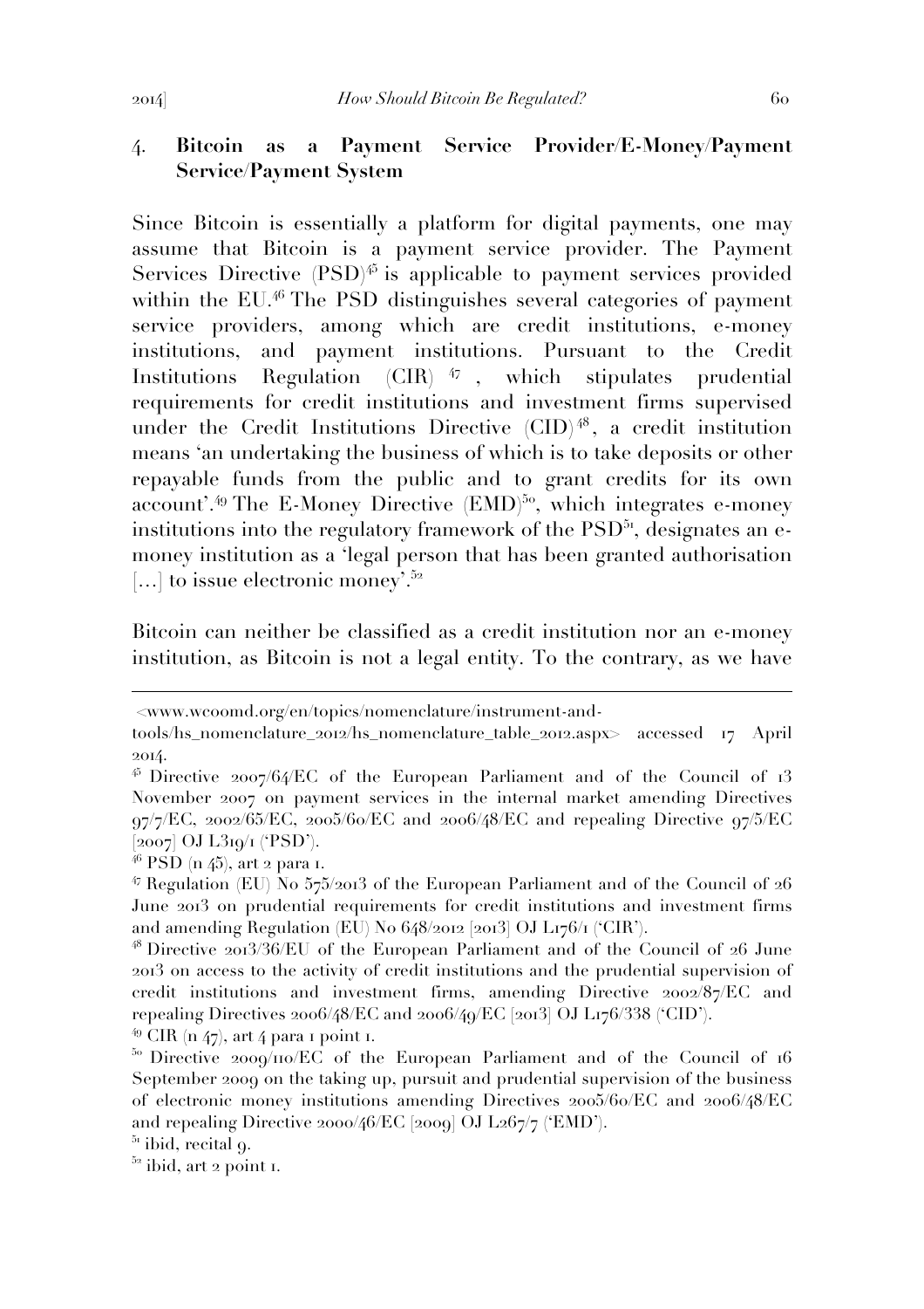## 4. **Bitcoin as a Payment Service Provider/E-Money/Payment Service/Payment System**

Since Bitcoin is essentially a platform for digital payments, one may assume that Bitcoin is a payment service provider. The Payment Services Directive (PSD)[45] is applicable to payment services provided within the EU.[46] The PSD distinguishes several categories of payment service providers, among which are credit institutions, e-money institutions, and payment institutions. Pursuant to the Credit Institutions Regulation (CIR)[47], which stipulates prudential requirements for credit institutions and investment firms supervised under the Credit Institutions Directive (CID)[48], a credit institution means 'an undertaking the business of which is to take deposits or other repayable funds from the public and to grant credits for its own account'.[49] The E-Money Directive (EMD)[50], which integrates e-money institutions into the regulatory framework of the PSD[51], designates an e-money institution as a 'legal person that has been granted authorisation [...] to issue electronic money'.[52]

Bitcoin can neither be classified as a credit institution nor an e-money institution, as Bitcoin is not a legal entity. To the contrary, as we have

---

<www.wcoomd.org/en/topics/nomenclature/instrument-and-tools/hs_nomenclature_2012/hs_nomenclature_table_2012.aspx> accessed 17 April 2014.

[45] Directive 2007/64/EC of the European Parliament and of the Council of 13 November 2007 on payment services in the internal market amending Directives 97/7/EC, 2002/65/EC, 2005/60/EC and 2006/48/EC and repealing Directive 97/5/EC [2007] OJ L319/1 ('PSD').

[46] PSD (n 45), art 2 para 1.

[47] Regulation (EU) No 575/2013 of the European Parliament and of the Council of 26 June 2013 on prudential requirements for credit institutions and investment firms and amending Regulation (EU) No 648/2012 [2013] OJ L176/1 ('CIR').

[48] Directive 2013/36/EU of the European Parliament and of the Council of 26 June 2013 on access to the activity of credit institutions and the prudential supervision of credit institutions and investment firms, amending Directive 2002/87/EC and repealing Directives 2006/48/EC and 2006/49/EC [2013] OJ L176/338 ('CID').

[49] CIR (n 47), art 4 para 1 point 1.

[50] Directive 2009/110/EC of the European Parliament and of the Council of 16 September 2009 on the taking up, pursuit and prudential supervision of the business of electronic money institutions amending Directives 2005/60/EC and 2006/48/EC and repealing Directive 2000/46/EC [2009] OJ L267/7 ('EMD').

[51] ibid, recital 9.

[52] ibid, art 2 point 1.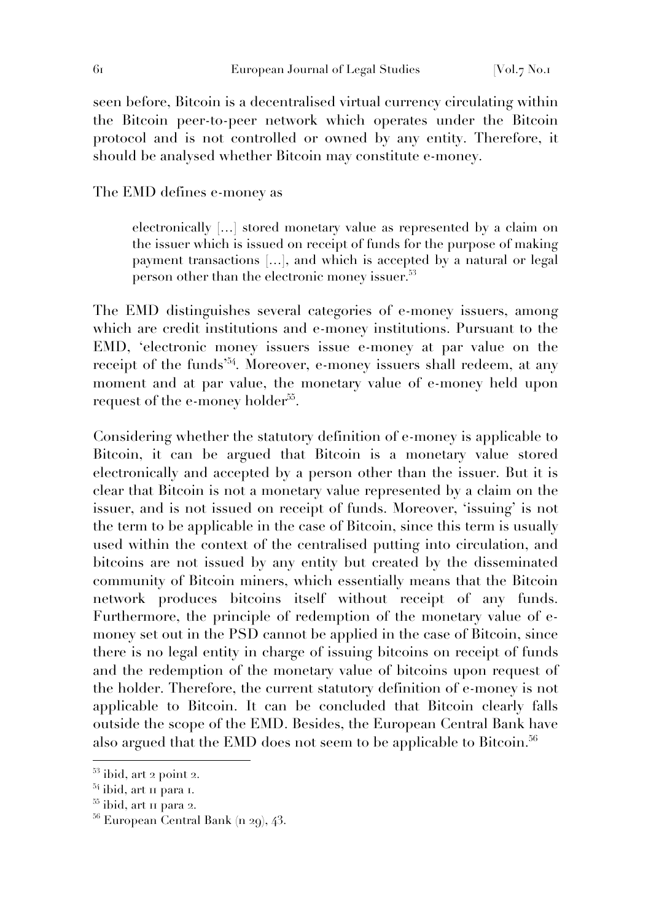seen before, Bitcoin is a decentralised virtual currency circulating within the Bitcoin peer-to-peer network which operates under the Bitcoin protocol and is not controlled or owned by any entity. Therefore, it should be analysed whether Bitcoin may constitute e-money.

The EMD defines e-money as

> electronically […] stored monetary value as represented by a claim on the issuer which is issued on receipt of funds for the purpose of making payment transactions […], and which is accepted by a natural or legal person other than the electronic money issuer.[53]

The EMD distinguishes several categories of e-money issuers, among which are credit institutions and e-money institutions. Pursuant to the EMD, 'electronic money issuers issue e-money at par value on the receipt of the funds'[54]. Moreover, e-money issuers shall redeem, at any moment and at par value, the monetary value of e-money held upon request of the e-money holder[55].

Considering whether the statutory definition of e-money is applicable to Bitcoin, it can be argued that Bitcoin is a monetary value stored electronically and accepted by a person other than the issuer. But it is clear that Bitcoin is not a monetary value represented by a claim on the issuer, and is not issued on receipt of funds. Moreover, 'issuing' is not the term to be applicable in the case of Bitcoin, since this term is usually used within the context of the centralised putting into circulation, and bitcoins are not issued by any entity but created by the disseminated community of Bitcoin miners, which essentially means that the Bitcoin network produces bitcoins itself without receipt of any funds. Furthermore, the principle of redemption of the monetary value of e-money set out in the PSD cannot be applied in the case of Bitcoin, since there is no legal entity in charge of issuing bitcoins on receipt of funds and the redemption of the monetary value of bitcoins upon request of the holder. Therefore, the current statutory definition of e-money is not applicable to Bitcoin. It can be concluded that Bitcoin clearly falls outside the scope of the EMD. Besides, the European Central Bank have also argued that the EMD does not seem to be applicable to Bitcoin.[56]

---

[53] ibid, art 2 point 2.

[54] ibid, art 11 para 1.

[55] ibid, art 11 para 2.

[56] European Central Bank (n 29), 43.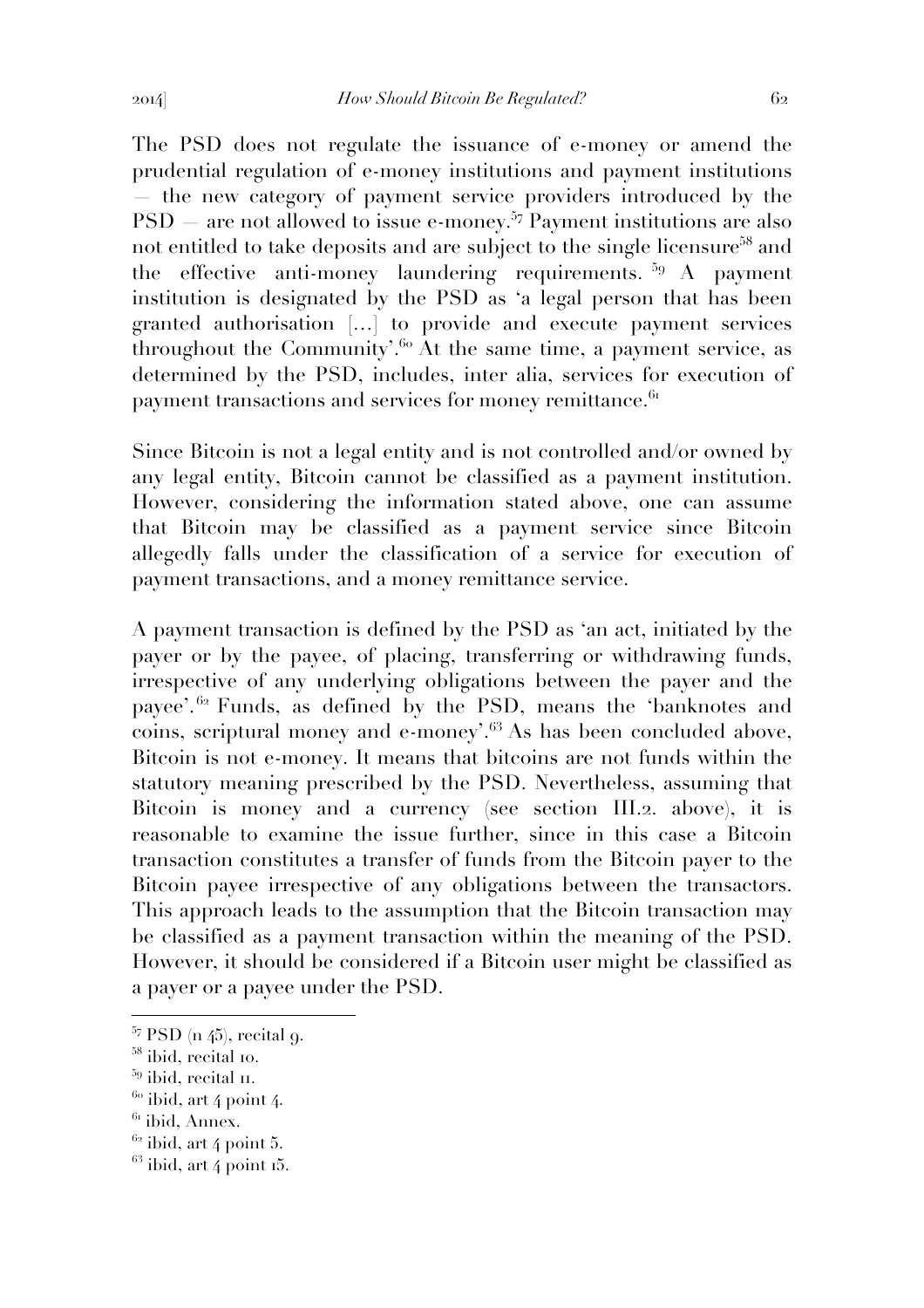The PSD does not regulate the issuance of e-money or amend the prudential regulation of e-money institutions and payment institutions — the new category of payment service providers introduced by the PSD — are not allowed to issue e-money.[57] Payment institutions are also not entitled to take deposits and are subject to the single licensure[58] and the effective anti-money laundering requirements.[59] A payment institution is designated by the PSD as 'a legal person that has been granted authorisation [...] to provide and execute payment services throughout the Community'.[60] At the same time, a payment service, as determined by the PSD, includes, inter alia, services for execution of payment transactions and services for money remittance.[61]

Since Bitcoin is not a legal entity and is not controlled and/or owned by any legal entity, Bitcoin cannot be classified as a payment institution. However, considering the information stated above, one can assume that Bitcoin may be classified as a payment service since Bitcoin allegedly falls under the classification of a service for execution of payment transactions, and a money remittance service.

A payment transaction is defined by the PSD as 'an act, initiated by the payer or by the payee, of placing, transferring or withdrawing funds, irrespective of any underlying obligations between the payer and the payee'.[62] Funds, as defined by the PSD, means the 'banknotes and coins, scriptural money and e-money'.[63] As has been concluded above, Bitcoin is not e-money. It means that bitcoins are not funds within the statutory meaning prescribed by the PSD. Nevertheless, assuming that Bitcoin is money and a currency (see section III.2. above), it is reasonable to examine the issue further, since in this case a Bitcoin transaction constitutes a transfer of funds from the Bitcoin payer to the Bitcoin payee irrespective of any obligations between the transactors. This approach leads to the assumption that the Bitcoin transaction may be classified as a payment transaction within the meaning of the PSD. However, it should be considered if a Bitcoin user might be classified as a payer or a payee under the PSD.

---

[57] PSD (n 45), recital 9.

[58] ibid, recital 10.

[59] ibid, recital 11.

[60] ibid, art 4 point 4.

[61] ibid, Annex.

[62] ibid, art 4 point 5.

[63] ibid, art 4 point 15.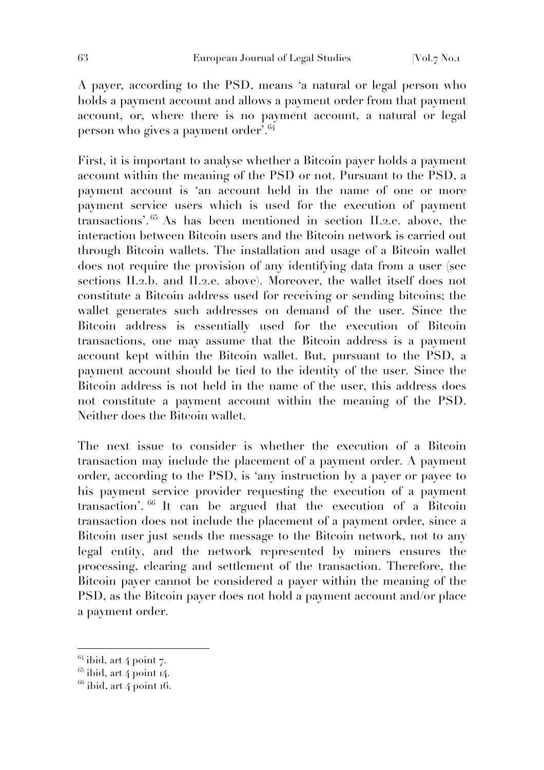A payer, according to the PSD, means 'a natural or legal person who holds a payment account and allows a payment order from that payment account, or, where there is no payment account, a natural or legal person who gives a payment order'.[64]

First, it is important to analyse whether a Bitcoin payer holds a payment account within the meaning of the PSD or not. Pursuant to the PSD, a payment account is 'an account held in the name of one or more payment service users which is used for the execution of payment transactions'.[65] As has been mentioned in section II.2.e. above, the interaction between Bitcoin users and the Bitcoin network is carried out through Bitcoin wallets. The installation and usage of a Bitcoin wallet does not require the provision of any identifying data from a user (see sections II.2.b. and II.2.e. above). Moreover, the wallet itself does not constitute a Bitcoin address used for receiving or sending bitcoins; the wallet generates such addresses on demand of the user. Since the Bitcoin address is essentially used for the execution of Bitcoin transactions, one may assume that the Bitcoin address is a payment account kept within the Bitcoin wallet. But, pursuant to the PSD, a payment account should be tied to the identity of the user. Since the Bitcoin address is not held in the name of the user, this address does not constitute a payment account within the meaning of the PSD. Neither does the Bitcoin wallet.

The next issue to consider is whether the execution of a Bitcoin transaction may include the placement of a payment order. A payment order, according to the PSD, is 'any instruction by a payer or payee to his payment service provider requesting the execution of a payment transaction'.[66] It can be argued that the execution of a Bitcoin transaction does not include the placement of a payment order, since a Bitcoin user just sends the message to the Bitcoin network, not to any legal entity, and the network represented by miners ensures the processing, clearing and settlement of the transaction. Therefore, the Bitcoin payer cannot be considered a payer within the meaning of the PSD, as the Bitcoin payer does not hold a payment account and/or place a payment order.

---

[64] ibid, art 4 point 7.

[65] ibid, art 4 point 14.

[66] ibid, art 4 point 16.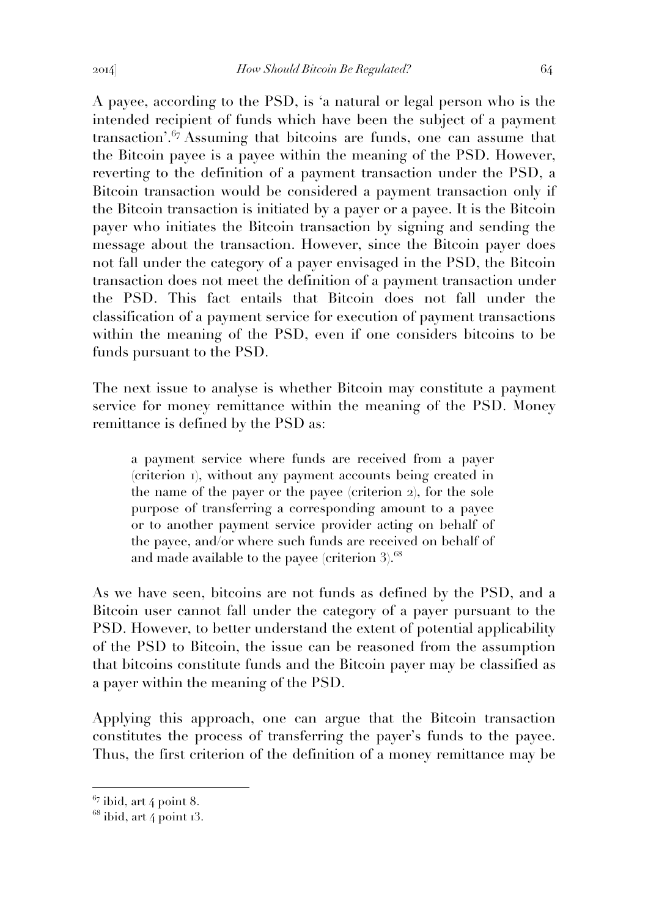A payee, according to the PSD, is 'a natural or legal person who is the intended recipient of funds which have been the subject of a payment transaction'.[67] Assuming that bitcoins are funds, one can assume that the Bitcoin payee is a payee within the meaning of the PSD. However, reverting to the definition of a payment transaction under the PSD, a Bitcoin transaction would be considered a payment transaction only if the Bitcoin transaction is initiated by a payer or a payee. It is the Bitcoin payer who initiates the Bitcoin transaction by signing and sending the message about the transaction. However, since the Bitcoin payer does not fall under the category of a payer envisaged in the PSD, the Bitcoin transaction does not meet the definition of a payment transaction under the PSD. This fact entails that Bitcoin does not fall under the classification of a payment service for execution of payment transactions within the meaning of the PSD, even if one considers bitcoins to be funds pursuant to the PSD.

The next issue to analyse is whether Bitcoin may constitute a payment service for money remittance within the meaning of the PSD. Money remittance is defined by the PSD as:

> a payment service where funds are received from a payer (criterion 1), without any payment accounts being created in the name of the payer or the payee (criterion 2), for the sole purpose of transferring a corresponding amount to a payee or to another payment service provider acting on behalf of the payee, and/or where such funds are received on behalf of and made available to the payee (criterion 3).[68]

As we have seen, bitcoins are not funds as defined by the PSD, and a Bitcoin user cannot fall under the category of a payer pursuant to the PSD. However, to better understand the extent of potential applicability of the PSD to Bitcoin, the issue can be reasoned from the assumption that bitcoins constitute funds and the Bitcoin payer may be classified as a payer within the meaning of the PSD.

Applying this approach, one can argue that the Bitcoin transaction constitutes the process of transferring the payer's funds to the payee. Thus, the first criterion of the definition of a money remittance may be

---

[67] ibid, art 4 point 8.

[68] ibid, art 4 point 13.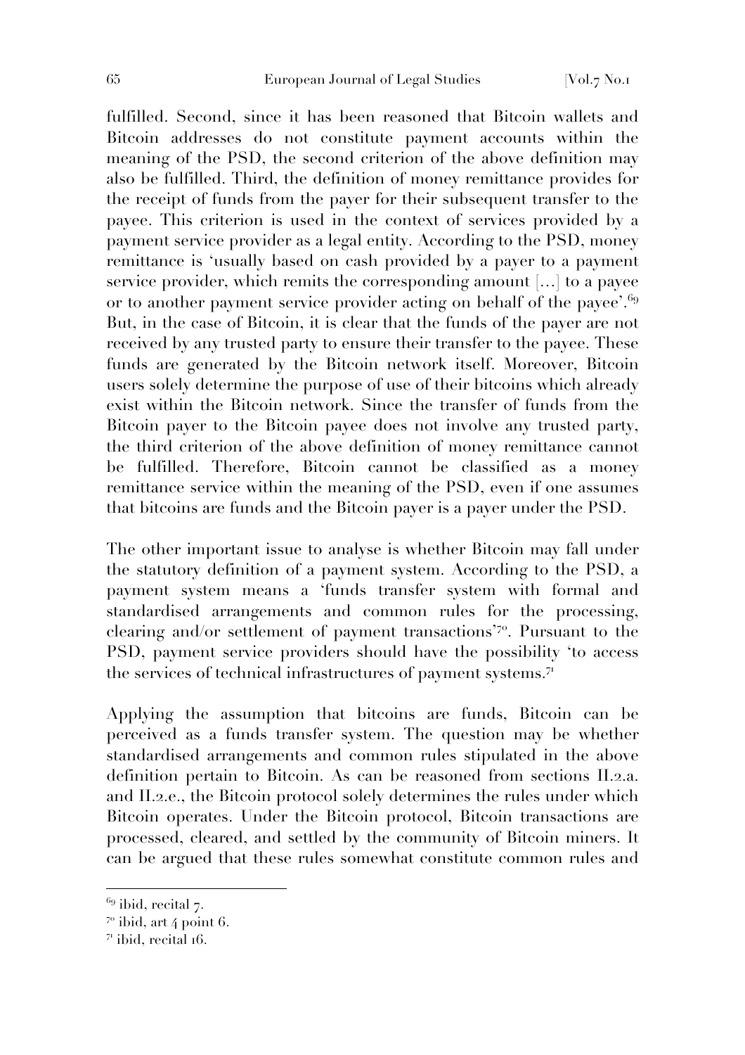fulfilled. Second, since it has been reasoned that Bitcoin wallets and Bitcoin addresses do not constitute payment accounts within the meaning of the PSD, the second criterion of the above definition may also be fulfilled. Third, the definition of money remittance provides for the receipt of funds from the payer for their subsequent transfer to the payee. This criterion is used in the context of services provided by a payment service provider as a legal entity. According to the PSD, money remittance is 'usually based on cash provided by a payer to a payment service provider, which remits the corresponding amount [...] to a payee or to another payment service provider acting on behalf of the payee'.[69] But, in the case of Bitcoin, it is clear that the funds of the payer are not received by any trusted party to ensure their transfer to the payee. These funds are generated by the Bitcoin network itself. Moreover, Bitcoin users solely determine the purpose of use of their bitcoins which already exist within the Bitcoin network. Since the transfer of funds from the Bitcoin payer to the Bitcoin payee does not involve any trusted party, the third criterion of the above definition of money remittance cannot be fulfilled. Therefore, Bitcoin cannot be classified as a money remittance service within the meaning of the PSD, even if one assumes that bitcoins are funds and the Bitcoin payer is a payer under the PSD.

The other important issue to analyse is whether Bitcoin may fall under the statutory definition of a payment system. According to the PSD, a payment system means a 'funds transfer system with formal and standardised arrangements and common rules for the processing, clearing and/or settlement of payment transactions'[70]. Pursuant to the PSD, payment service providers should have the possibility 'to access the services of technical infrastructures of payment systems.[71]

Applying the assumption that bitcoins are funds, Bitcoin can be perceived as a funds transfer system. The question may be whether standardised arrangements and common rules stipulated in the above definition pertain to Bitcoin. As can be reasoned from sections II.2.a. and II.2.e., the Bitcoin protocol solely determines the rules under which Bitcoin operates. Under the Bitcoin protocol, Bitcoin transactions are processed, cleared, and settled by the community of Bitcoin miners. It can be argued that these rules somewhat constitute common rules and

---

[69] ibid, recital 7.

[70] ibid, art 4 point 6.

[71] ibid, recital 16.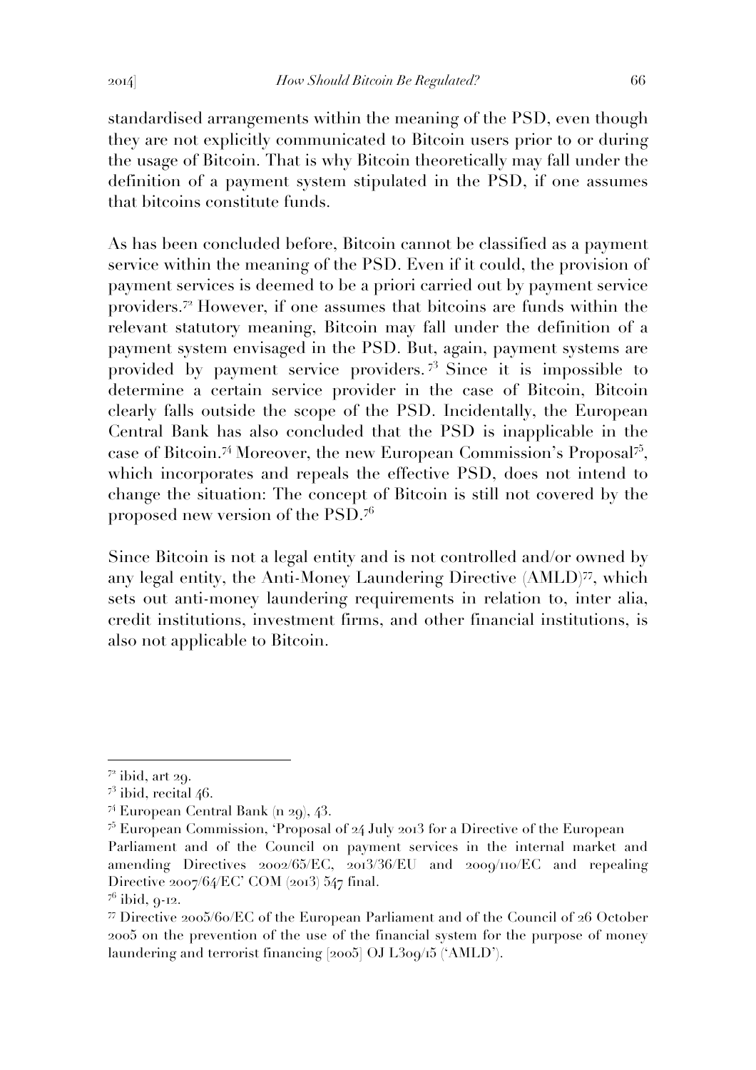standardised arrangements within the meaning of the PSD, even though they are not explicitly communicated to Bitcoin users prior to or during the usage of Bitcoin. That is why Bitcoin theoretically may fall under the definition of a payment system stipulated in the PSD, if one assumes that bitcoins constitute funds.

As has been concluded before, Bitcoin cannot be classified as a payment service within the meaning of the PSD. Even if it could, the provision of payment services is deemed to be a priori carried out by payment service providers.[72] However, if one assumes that bitcoins are funds within the relevant statutory meaning, Bitcoin may fall under the definition of a payment system envisaged in the PSD. But, again, payment systems are provided by payment service providers.[73] Since it is impossible to determine a certain service provider in the case of Bitcoin, Bitcoin clearly falls outside the scope of the PSD. Incidentally, the European Central Bank has also concluded that the PSD is inapplicable in the case of Bitcoin.[74] Moreover, the new European Commission's Proposal[75], which incorporates and repeals the effective PSD, does not intend to change the situation: The concept of Bitcoin is still not covered by the proposed new version of the PSD.[76]

Since Bitcoin is not a legal entity and is not controlled and/or owned by any legal entity, the Anti-Money Laundering Directive (AMLD)[77], which sets out anti-money laundering requirements in relation to, inter alia, credit institutions, investment firms, and other financial institutions, is also not applicable to Bitcoin.

---

[72] ibid, art 29.

[73] ibid, recital 46.

[74] European Central Bank (n 29), 43.

[75] European Commission, 'Proposal of 24 July 2013 for a Directive of the European Parliament and of the Council on payment services in the internal market and amending Directives 2002/65/EC, 2013/36/EU and 2009/110/EC and repealing Directive 2007/64/EC' COM (2013) 547 final.

[76] ibid, 9-12.

[77] Directive 2005/60/EC of the European Parliament and of the Council of 26 October 2005 on the prevention of the use of the financial system for the purpose of money laundering and terrorist financing [2005] OJ L309/15 ('AMLD').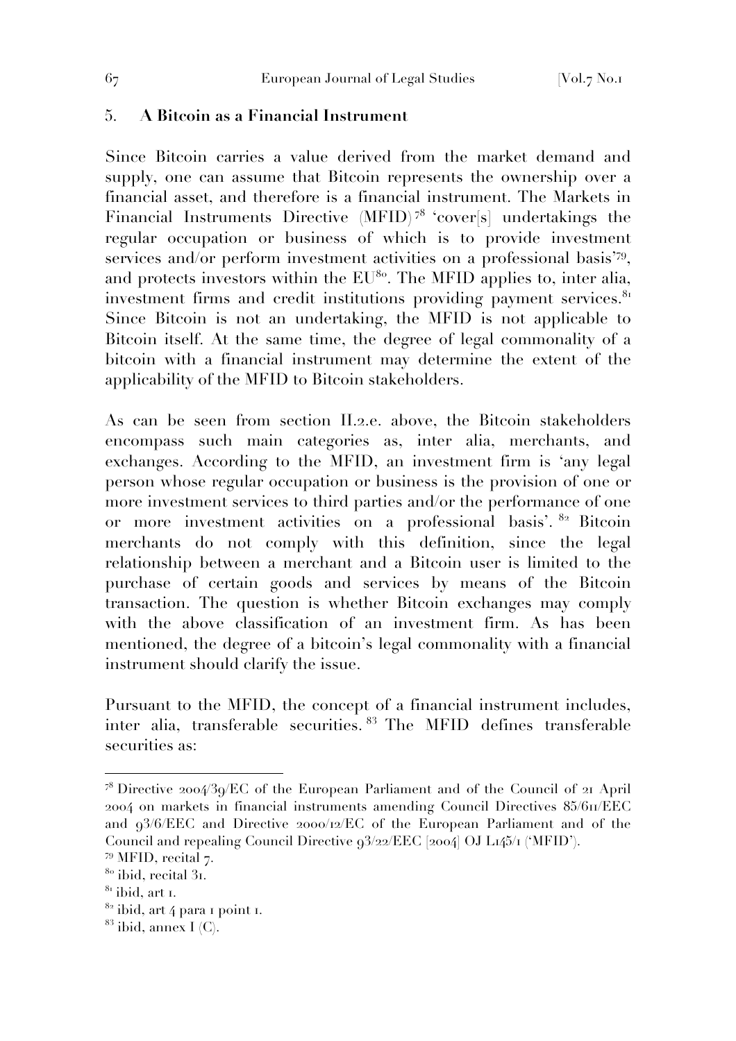## 5. **A Bitcoin as a Financial Instrument**

Since Bitcoin carries a value derived from the market demand and supply, one can assume that Bitcoin represents the ownership over a financial asset, and therefore is a financial instrument. The Markets in Financial Instruments Directive (MFID)[78] 'cover[s] undertakings the regular occupation or business of which is to provide investment services and/or perform investment activities on a professional basis'[79], and protects investors within the EU[80]. The MFID applies to, inter alia, investment firms and credit institutions providing payment services.[81] Since Bitcoin is not an undertaking, the MFID is not applicable to Bitcoin itself. At the same time, the degree of legal commonality of a bitcoin with a financial instrument may determine the extent of the applicability of the MFID to Bitcoin stakeholders.

As can be seen from section II.2.e. above, the Bitcoin stakeholders encompass such main categories as, inter alia, merchants, and exchanges. According to the MFID, an investment firm is 'any legal person whose regular occupation or business is the provision of one or more investment services to third parties and/or the performance of one or more investment activities on a professional basis'.[82] Bitcoin merchants do not comply with this definition, since the legal relationship between a merchant and a Bitcoin user is limited to the purchase of certain goods and services by means of the Bitcoin transaction. The question is whether Bitcoin exchanges may comply with the above classification of an investment firm. As has been mentioned, the degree of a bitcoin's legal commonality with a financial instrument should clarify the issue.

Pursuant to the MFID, the concept of a financial instrument includes, inter alia, transferable securities.[83] The MFID defines transferable securities as:

---

[78] Directive 2004/39/EC of the European Parliament and of the Council of 21 April 2004 on markets in financial instruments amending Council Directives 85/611/EEC and 93/6/EEC and Directive 2000/12/EC of the European Parliament and of the Council and repealing Council Directive 93/22/EEC [2004] OJ L145/1 ('MFID').

[79] MFID, recital 7.

[80] ibid, recital 31.

[81] ibid, art 1.

[82] ibid, art 4 para 1 point 1.

[83] ibid, annex I (C).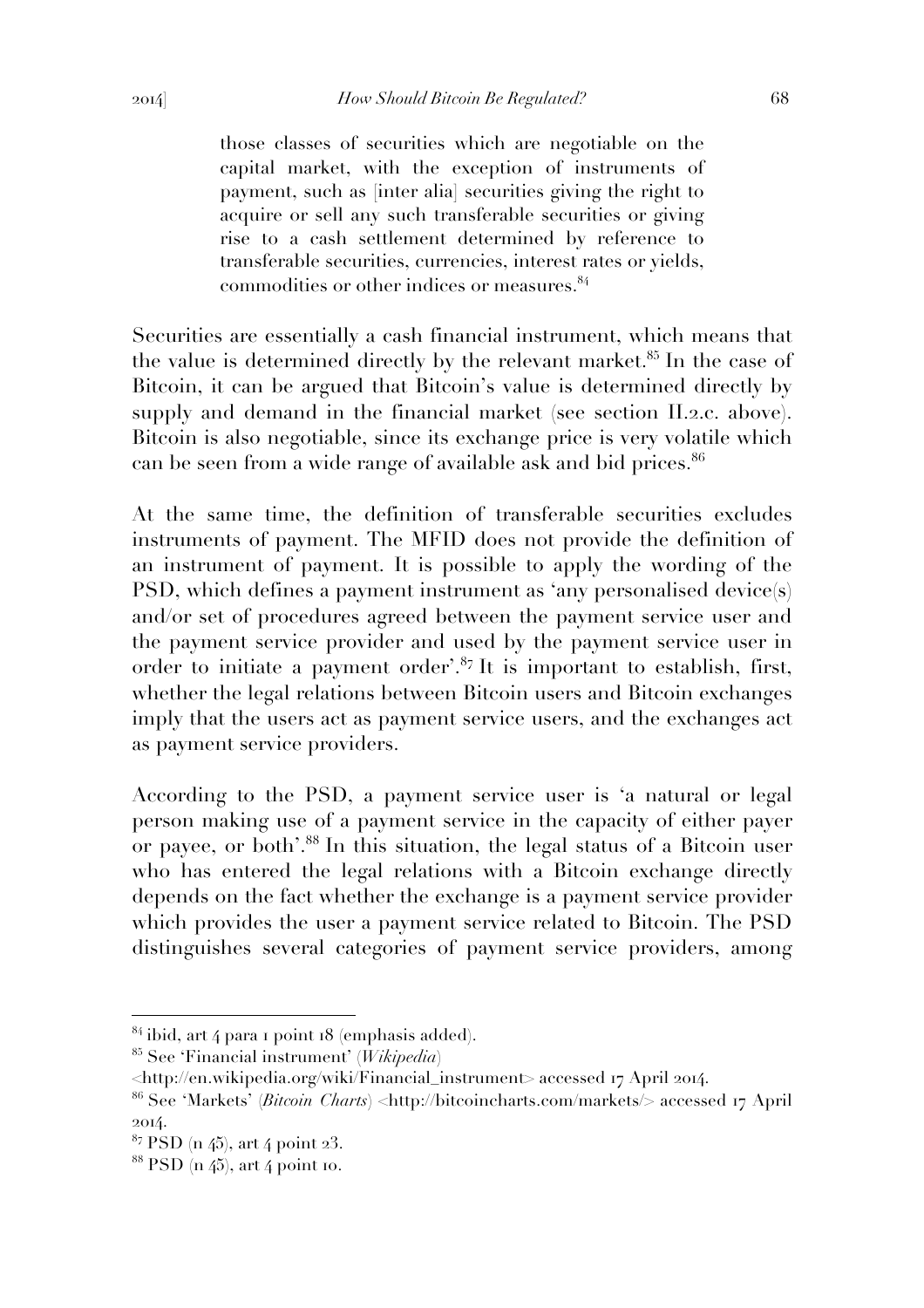> those classes of securities which are negotiable on the capital market, with the exception of instruments of payment, such as [inter alia] securities giving the right to acquire or sell any such transferable securities or giving rise to a cash settlement determined by reference to transferable securities, currencies, interest rates or yields, commodities or other indices or measures.[84]

Securities are essentially a cash financial instrument, which means that the value is determined directly by the relevant market.[85] In the case of Bitcoin, it can be argued that Bitcoin's value is determined directly by supply and demand in the financial market (see section II.2.c. above). Bitcoin is also negotiable, since its exchange price is very volatile which can be seen from a wide range of available ask and bid prices.[86]

At the same time, the definition of transferable securities excludes instruments of payment. The MFID does not provide the definition of an instrument of payment. It is possible to apply the wording of the PSD, which defines a payment instrument as 'any personalised device(s) and/or set of procedures agreed between the payment service user and the payment service provider and used by the payment service user in order to initiate a payment order'.[87] It is important to establish, first, whether the legal relations between Bitcoin users and Bitcoin exchanges imply that the users act as payment service users, and the exchanges act as payment service providers.

According to the PSD, a payment service user is 'a natural or legal person making use of a payment service in the capacity of either payer or payee, or both'.[88] In this situation, the legal status of a Bitcoin user who has entered the legal relations with a Bitcoin exchange directly depends on the fact whether the exchange is a payment service provider which provides the user a payment service related to Bitcoin. The PSD distinguishes several categories of payment service providers, among

---

[84] ibid, art 4 para 1 point 18 (emphasis added).

[85] See 'Financial instrument' (*Wikipedia*) <http://en.wikipedia.org/wiki/Financial_instrument> accessed 17 April 2014.

[86] See 'Markets' (*Bitcoin Charts*) <http://bitcoincharts.com/markets/> accessed 17 April 2014.

[87] PSD (n 45), art 4 point 23.

[88] PSD (n 45), art 4 point 10.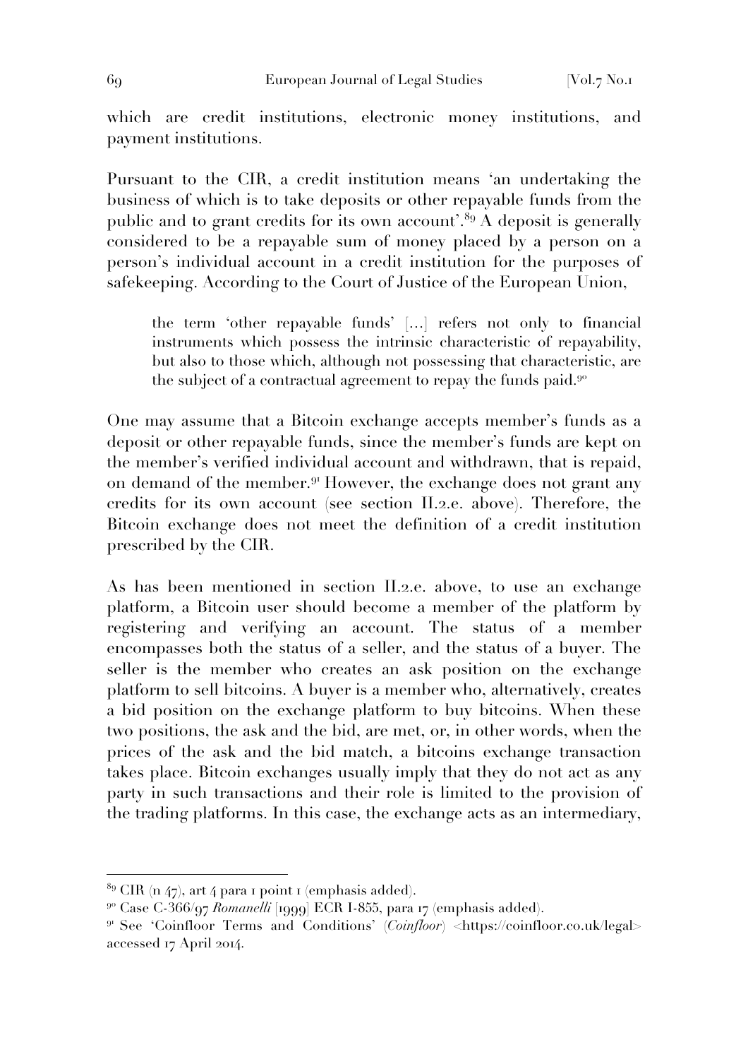which are credit institutions, electronic money institutions, and payment institutions.

Pursuant to the CIR, a credit institution means 'an undertaking the business of which is to take deposits or other repayable funds from the public and to grant credits for its own account'.[89] A deposit is generally considered to be a repayable sum of money placed by a person on a person's individual account in a credit institution for the purposes of safekeeping. According to the Court of Justice of the European Union,

> the term 'other repayable funds' [...] refers not only to financial instruments which possess the intrinsic characteristic of repayability, but also to those which, although not possessing that characteristic, are the subject of a contractual agreement to repay the funds paid.[90]

One may assume that a Bitcoin exchange accepts member's funds as a deposit or other repayable funds, since the member's funds are kept on the member's verified individual account and withdrawn, that is repaid, on demand of the member.[91] However, the exchange does not grant any credits for its own account (see section II.2.e. above). Therefore, the Bitcoin exchange does not meet the definition of a credit institution prescribed by the CIR.

As has been mentioned in section II.2.e. above, to use an exchange platform, a Bitcoin user should become a member of the platform by registering and verifying an account. The status of a member encompasses both the status of a seller, and the status of a buyer. The seller is the member who creates an ask position on the exchange platform to sell bitcoins. A buyer is a member who, alternatively, creates a bid position on the exchange platform to buy bitcoins. When these two positions, the ask and the bid, are met, or, in other words, when the prices of the ask and the bid match, a bitcoins exchange transaction takes place. Bitcoin exchanges usually imply that they do not act as any party in such transactions and their role is limited to the provision of the trading platforms. In this case, the exchange acts as an intermediary,

---

[89] CIR (n 47), art 4 para 1 point 1 (emphasis added).

[90] Case C-366/97 *Romanelli* [1999] ECR I-855, para 17 (emphasis added).

[91] See 'Coinfloor Terms and Conditions' (*Coinfloor*) <https://coinfloor.co.uk/legal> accessed 17 April 2014.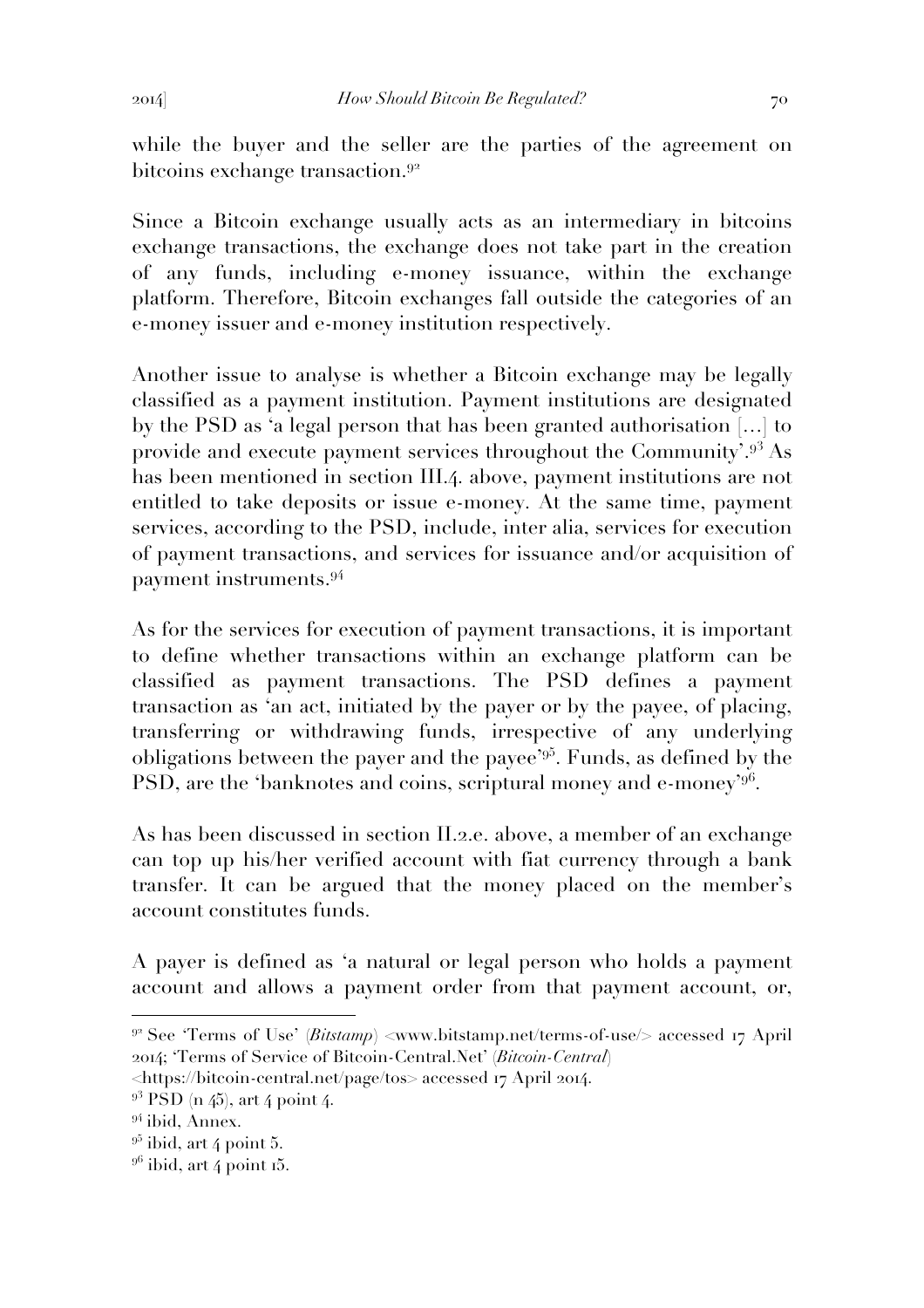while the buyer and the seller are the parties of the agreement on bitcoins exchange transaction.[92]

Since a Bitcoin exchange usually acts as an intermediary in bitcoins exchange transactions, the exchange does not take part in the creation of any funds, including e-money issuance, within the exchange platform. Therefore, Bitcoin exchanges fall outside the categories of an e-money issuer and e-money institution respectively.

Another issue to analyse is whether a Bitcoin exchange may be legally classified as a payment institution. Payment institutions are designated by the PSD as 'a legal person that has been granted authorisation […] to provide and execute payment services throughout the Community'.[93] As has been mentioned in section III.4. above, payment institutions are not entitled to take deposits or issue e-money. At the same time, payment services, according to the PSD, include, inter alia, services for execution of payment transactions, and services for issuance and/or acquisition of payment instruments.[94]

As for the services for execution of payment transactions, it is important to define whether transactions within an exchange platform can be classified as payment transactions. The PSD defines a payment transaction as 'an act, initiated by the payer or by the payee, of placing, transferring or withdrawing funds, irrespective of any underlying obligations between the payer and the payee'[95]. Funds, as defined by the PSD, are the 'banknotes and coins, scriptural money and e-money'[96].

As has been discussed in section II.2.e. above, a member of an exchange can top up his/her verified account with fiat currency through a bank transfer. It can be argued that the money placed on the member's account constitutes funds.

A payer is defined as 'a natural or legal person who holds a payment account and allows a payment order from that payment account, or,

---

[92] See 'Terms of Use' (*Bitstamp*) <www.bitstamp.net/terms-of-use/> accessed 17 April 2014; 'Terms of Service of Bitcoin-Central.Net' (*Bitcoin-Central*) <https://bitcoin-central.net/page/tos> accessed 17 April 2014.

[93] PSD (n 45), art 4 point 4.

[94] ibid, Annex.

[95] ibid, art 4 point 5.

[96] ibid, art 4 point 15.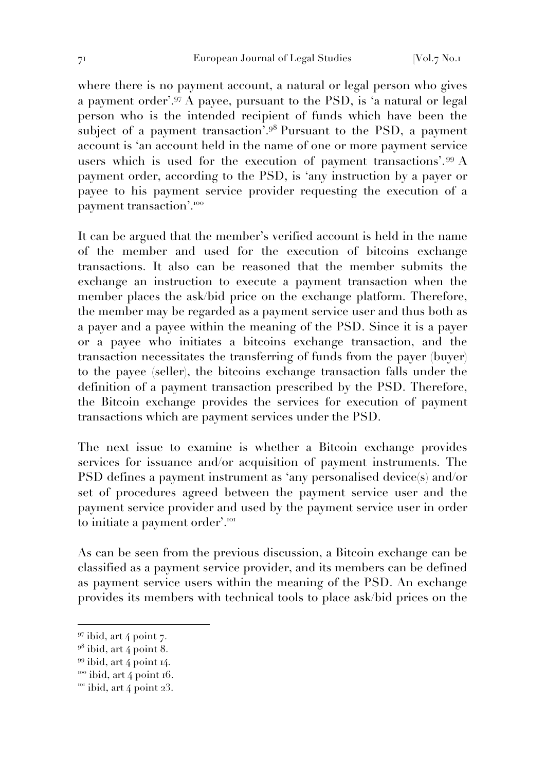where there is no payment account, a natural or legal person who gives a payment order'.[97] A payee, pursuant to the PSD, is 'a natural or legal person who is the intended recipient of funds which have been the subject of a payment transaction'.[98] Pursuant to the PSD, a payment account is 'an account held in the name of one or more payment service users which is used for the execution of payment transactions'.[99] A payment order, according to the PSD, is 'any instruction by a payer or payee to his payment service provider requesting the execution of a payment transaction'.[100]

It can be argued that the member's verified account is held in the name of the member and used for the execution of bitcoins exchange transactions. It also can be reasoned that the member submits the exchange an instruction to execute a payment transaction when the member places the ask/bid price on the exchange platform. Therefore, the member may be regarded as a payment service user and thus both as a payer and a payee within the meaning of the PSD. Since it is a payer or a payee who initiates a bitcoins exchange transaction, and the transaction necessitates the transferring of funds from the payer (buyer) to the payee (seller), the bitcoins exchange transaction falls under the definition of a payment transaction prescribed by the PSD. Therefore, the Bitcoin exchange provides the services for execution of payment transactions which are payment services under the PSD.

The next issue to examine is whether a Bitcoin exchange provides services for issuance and/or acquisition of payment instruments. The PSD defines a payment instrument as 'any personalised device(s) and/or set of procedures agreed between the payment service user and the payment service provider and used by the payment service user in order to initiate a payment order'.[101]

As can be seen from the previous discussion, a Bitcoin exchange can be classified as a payment service provider, and its members can be defined as payment service users within the meaning of the PSD. An exchange provides its members with technical tools to place ask/bid prices on the

---

[97] ibid, art 4 point 7.

[98] ibid, art 4 point 8.

[99] ibid, art 4 point 14.

[100] ibid, art 4 point 16.

[101] ibid, art 4 point 23.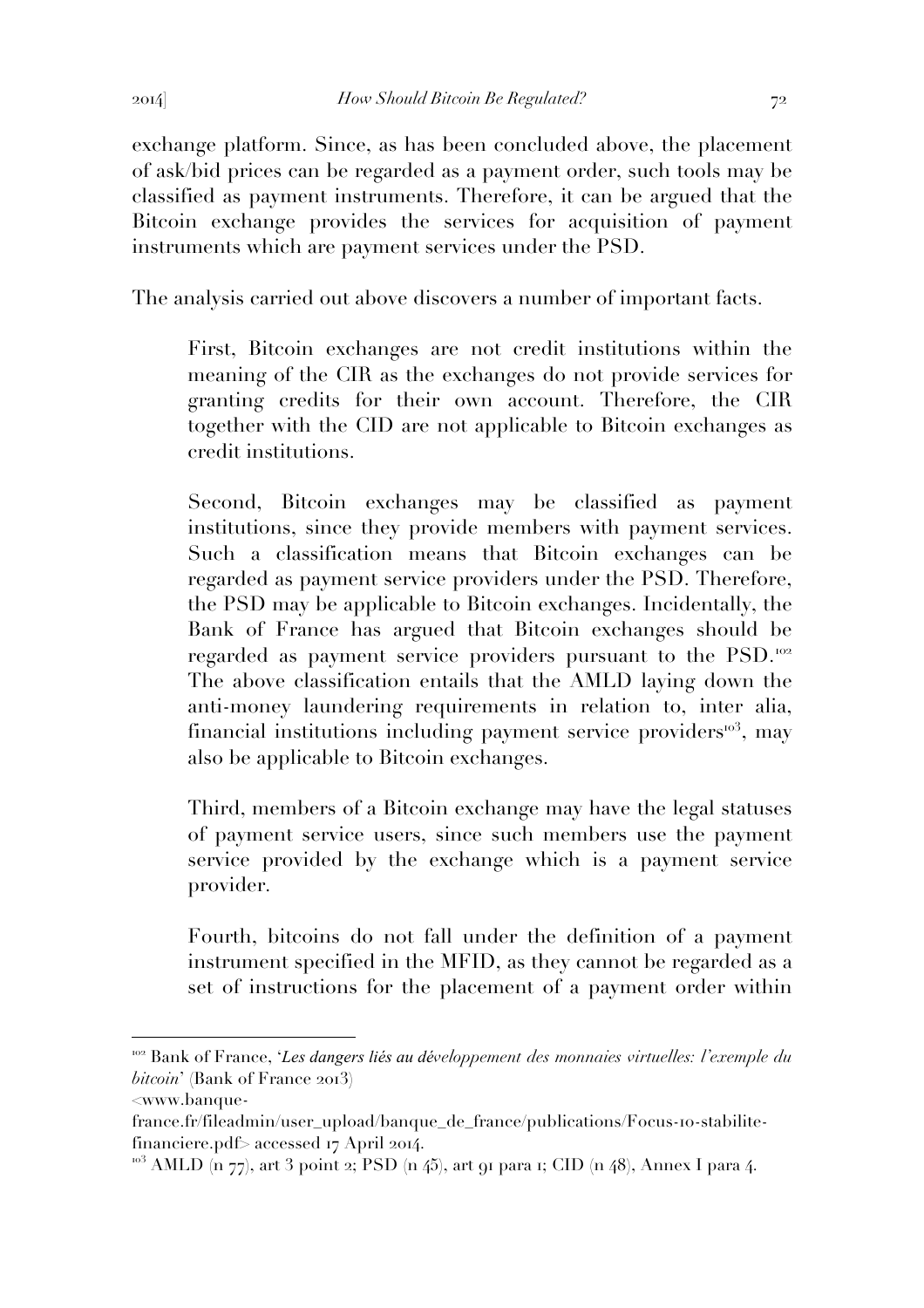exchange platform. Since, as has been concluded above, the placement of ask/bid prices can be regarded as a payment order, such tools may be classified as payment instruments. Therefore, it can be argued that the Bitcoin exchange provides the services for acquisition of payment instruments which are payment services under the PSD.

The analysis carried out above discovers a number of important facts.

> First, Bitcoin exchanges are not credit institutions within the meaning of the CIR as the exchanges do not provide services for granting credits for their own account. Therefore, the CIR together with the CID are not applicable to Bitcoin exchanges as credit institutions.
>
> Second, Bitcoin exchanges may be classified as payment institutions, since they provide members with payment services. Such a classification means that Bitcoin exchanges can be regarded as payment service providers under the PSD. Therefore, the PSD may be applicable to Bitcoin exchanges. Incidentally, the Bank of France has argued that Bitcoin exchanges should be regarded as payment service providers pursuant to the PSD.[102] The above classification entails that the AMLD laying down the anti-money laundering requirements in relation to, inter alia, financial institutions including payment service providers[103], may also be applicable to Bitcoin exchanges.
>
> Third, members of a Bitcoin exchange may have the legal statuses of payment service users, since such members use the payment service provided by the exchange which is a payment service provider.
>
> Fourth, bitcoins do not fall under the definition of a payment instrument specified in the MFID, as they cannot be regarded as a set of instructions for the placement of a payment order within

---

[102] Bank of France, '*Les dangers liés au développement des monnaies virtuelles: l'exemple du bitcoin*' (Bank of France 2013) <www.banque-france.fr/fileadmin/user_upload/banque_de_france/publications/Focus-10-stabilite-financiere.pdf> accessed 17 April 2014.

[103] AMLD (n 77), art 3 point 2; PSD (n 45), art 91 para 1; CID (n 48), Annex I para 4.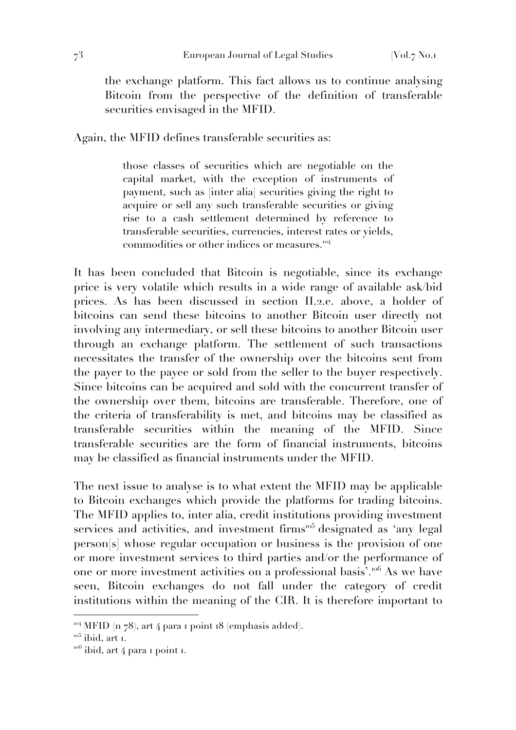the exchange platform. This fact allows us to continue analysing Bitcoin from the perspective of the definition of transferable securities envisaged in the MFID.

Again, the MFID defines transferable securities as:

> those classes of securities which are negotiable on the capital market, with the exception of instruments of payment, such as [inter alia] securities giving the right to acquire or sell any such transferable securities or giving rise to a cash settlement determined by reference to transferable securities, currencies, interest rates or yields, commodities or other indices or measures.[104]

It has been concluded that Bitcoin is negotiable, since its exchange price is very volatile which results in a wide range of available ask/bid prices. As has been discussed in section II.2.e. above, a holder of bitcoins can send these bitcoins to another Bitcoin user directly not involving any intermediary, or sell these bitcoins to another Bitcoin user through an exchange platform. The settlement of such transactions necessitates the transfer of the ownership over the bitcoins sent from the payer to the payee or sold from the seller to the buyer respectively. Since bitcoins can be acquired and sold with the concurrent transfer of the ownership over them, bitcoins are transferable. Therefore, one of the criteria of transferability is met, and bitcoins may be classified as transferable securities within the meaning of the MFID. Since transferable securities are the form of financial instruments, bitcoins may be classified as financial instruments under the MFID.

The next issue to analyse is to what extent the MFID may be applicable to Bitcoin exchanges which provide the platforms for trading bitcoins. The MFID applies to, inter alia, credit institutions providing investment services and activities, and investment firms[105] designated as 'any legal person[s] whose regular occupation or business is the provision of one or more investment services to third parties and/or the performance of one or more investment activities on a professional basis'.[106] As we have seen, Bitcoin exchanges do not fall under the category of credit institutions within the meaning of the CIR. It is therefore important to

---

[104] MFID (n 78), art 4 para 1 point 18 (emphasis added).

[105] ibid, art 1.

[106] ibid, art 4 para 1 point 1.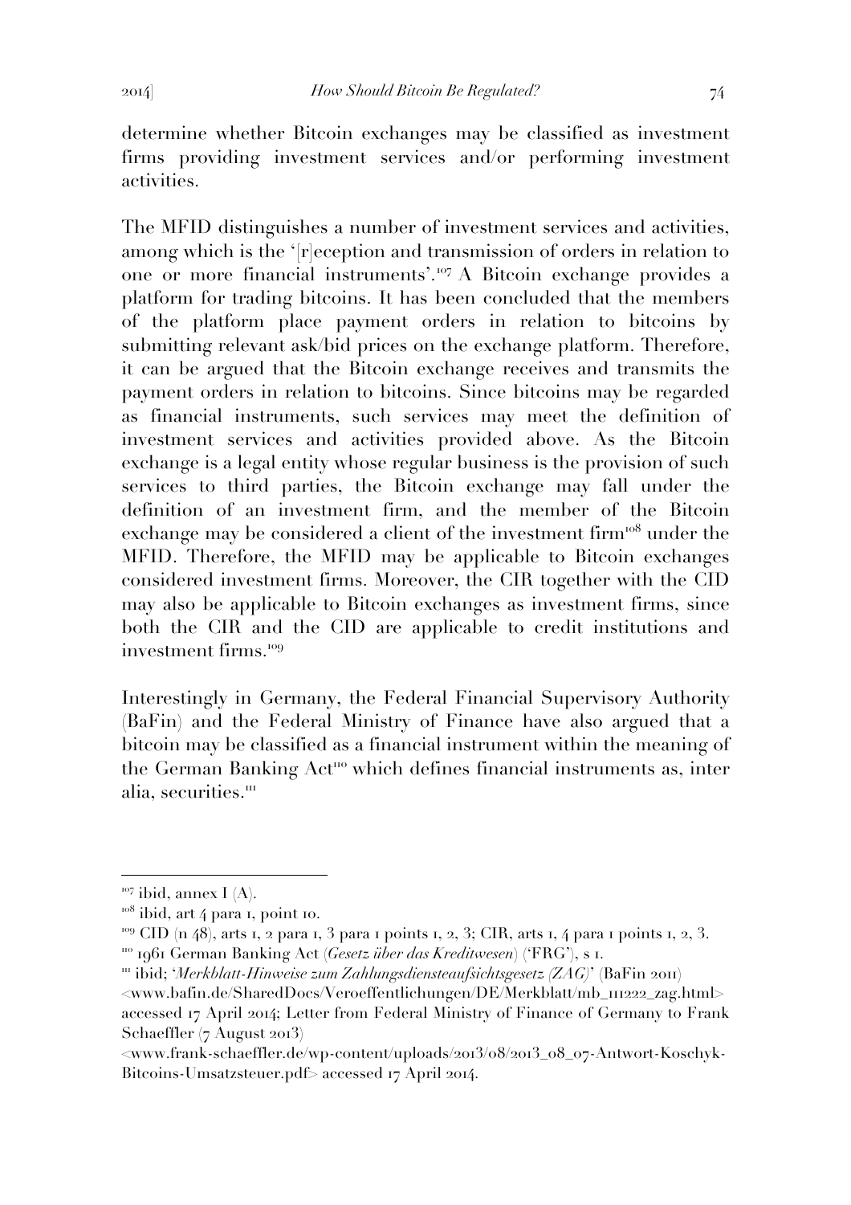determine whether Bitcoin exchanges may be classified as investment firms providing investment services and/or performing investment activities.

The MFID distinguishes a number of investment services and activities, among which is the '[r]eception and transmission of orders in relation to one or more financial instruments'.[107] A Bitcoin exchange provides a platform for trading bitcoins. It has been concluded that the members of the platform place payment orders in relation to bitcoins by submitting relevant ask/bid prices on the exchange platform. Therefore, it can be argued that the Bitcoin exchange receives and transmits the payment orders in relation to bitcoins. Since bitcoins may be regarded as financial instruments, such services may meet the definition of investment services and activities provided above. As the Bitcoin exchange is a legal entity whose regular business is the provision of such services to third parties, the Bitcoin exchange may fall under the definition of an investment firm, and the member of the Bitcoin exchange may be considered a client of the investment firm[108] under the MFID. Therefore, the MFID may be applicable to Bitcoin exchanges considered investment firms. Moreover, the CIR together with the CID may also be applicable to Bitcoin exchanges as investment firms, since both the CIR and the CID are applicable to credit institutions and investment firms.[109]

Interestingly in Germany, the Federal Financial Supervisory Authority (BaFin) and the Federal Ministry of Finance have also argued that a bitcoin may be classified as a financial instrument within the meaning of the German Banking Act[110] which defines financial instruments as, inter alia, securities.[111]

---

[107] ibid, annex I (A).

[108] ibid, art 4 para 1, point 10.

[109] CID (n 48), arts 1, 2 para 1, 3 para 1 points 1, 2, 3; CIR, arts 1, 4 para 1 points 1, 2, 3.

[110] 1961 German Banking Act (*Gesetz über das Kreditwesen*) ('FRG'), s 1.

[111] ibid; '*Merkblatt-Hinweise zum Zahlungsdiensteaufsichtsgesetz (ZAG)*' (BaFin 2011) <www.bafin.de/SharedDocs/Veroeffentlichungen/DE/Merkblatt/mb_111222_zag.html> accessed 17 April 2014; Letter from Federal Ministry of Finance of Germany to Frank Schaeffler (7 August 2013) <www.frank-schaeffler.de/wp-content/uploads/2013/08/2013_08_07-Antwort-Koschyk-Bitcoins-Umsatzsteuer.pdf> accessed 17 April 2014.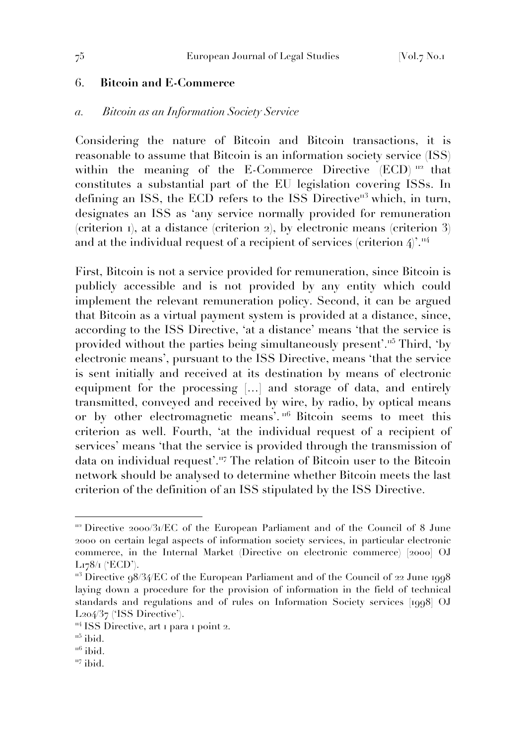## 6. **Bitcoin and E-Commerce**

### *a. Bitcoin as an Information Society Service*

Considering the nature of Bitcoin and Bitcoin transactions, it is reasonable to assume that Bitcoin is an information society service (ISS) within the meaning of the E-Commerce Directive (ECD) [112] that constitutes a substantial part of the EU legislation covering ISSs. In defining an ISS, the ECD refers to the ISS Directive[113] which, in turn, designates an ISS as 'any service normally provided for remuneration (criterion 1), at a distance (criterion 2), by electronic means (criterion 3) and at the individual request of a recipient of services (criterion 4)'.[114]

First, Bitcoin is not a service provided for remuneration, since Bitcoin is publicly accessible and is not provided by any entity which could implement the relevant remuneration policy. Second, it can be argued that Bitcoin as a virtual payment system is provided at a distance, since, according to the ISS Directive, 'at a distance' means 'that the service is provided without the parties being simultaneously present'.[115] Third, 'by electronic means', pursuant to the ISS Directive, means 'that the service is sent initially and received at its destination by means of electronic equipment for the processing [...] and storage of data, and entirely transmitted, conveyed and received by wire, by radio, by optical means or by other electromagnetic means'. [116] Bitcoin seems to meet this criterion as well. Fourth, 'at the individual request of a recipient of services' means 'that the service is provided through the transmission of data on individual request'.[117] The relation of Bitcoin user to the Bitcoin network should be analysed to determine whether Bitcoin meets the last criterion of the definition of an ISS stipulated by the ISS Directive.

---

[112] Directive 2000/31/EC of the European Parliament and of the Council of 8 June 2000 on certain legal aspects of information society services, in particular electronic commerce, in the Internal Market (Directive on electronic commerce) [2000] OJ L178/1 ('ECD').

[113] Directive 98/34/EC of the European Parliament and of the Council of 22 June 1998 laying down a procedure for the provision of information in the field of technical standards and regulations and of rules on Information Society services [1998] OJ L204/37 ('ISS Directive').

[114] ISS Directive, art 1 para 1 point 2.

[115] ibid.

[116] ibid.

[117] ibid.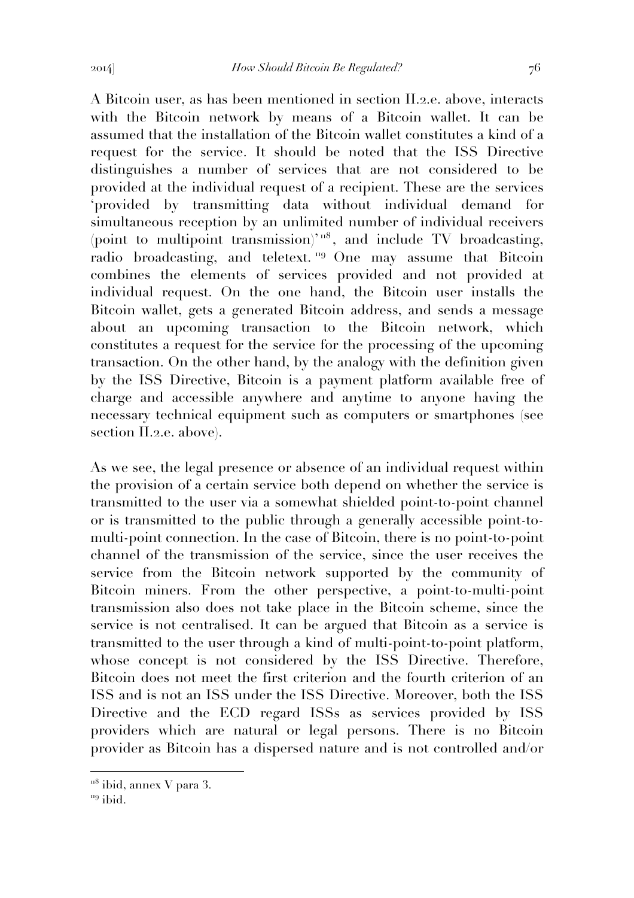A Bitcoin user, as has been mentioned in section II.2.e. above, interacts with the Bitcoin network by means of a Bitcoin wallet. It can be assumed that the installation of the Bitcoin wallet constitutes a kind of a request for the service. It should be noted that the ISS Directive distinguishes a number of services that are not considered to be provided at the individual request of a recipient. These are the services 'provided by transmitting data without individual demand for simultaneous reception by an unlimited number of individual receivers (point to multipoint transmission)'[118], and include TV broadcasting, radio broadcasting, and teletext.[119] One may assume that Bitcoin combines the elements of services provided and not provided at individual request. On the one hand, the Bitcoin user installs the Bitcoin wallet, gets a generated Bitcoin address, and sends a message about an upcoming transaction to the Bitcoin network, which constitutes a request for the service for the processing of the upcoming transaction. On the other hand, by the analogy with the definition given by the ISS Directive, Bitcoin is a payment platform available free of charge and accessible anywhere and anytime to anyone having the necessary technical equipment such as computers or smartphones (see section II.2.e. above).

As we see, the legal presence or absence of an individual request within the provision of a certain service both depend on whether the service is transmitted to the user via a somewhat shielded point-to-point channel or is transmitted to the public through a generally accessible point-to-multi-point connection. In the case of Bitcoin, there is no point-to-point channel of the transmission of the service, since the user receives the service from the Bitcoin network supported by the community of Bitcoin miners. From the other perspective, a point-to-multi-point transmission also does not take place in the Bitcoin scheme, since the service is not centralised. It can be argued that Bitcoin as a service is transmitted to the user through a kind of multi-point-to-point platform, whose concept is not considered by the ISS Directive. Therefore, Bitcoin does not meet the first criterion and the fourth criterion of an ISS and is not an ISS under the ISS Directive. Moreover, both the ISS Directive and the ECD regard ISSs as services provided by ISS providers which are natural or legal persons. There is no Bitcoin provider as Bitcoin has a dispersed nature and is not controlled and/or

---

[118] ibid, annex V para 3.

[119] ibid.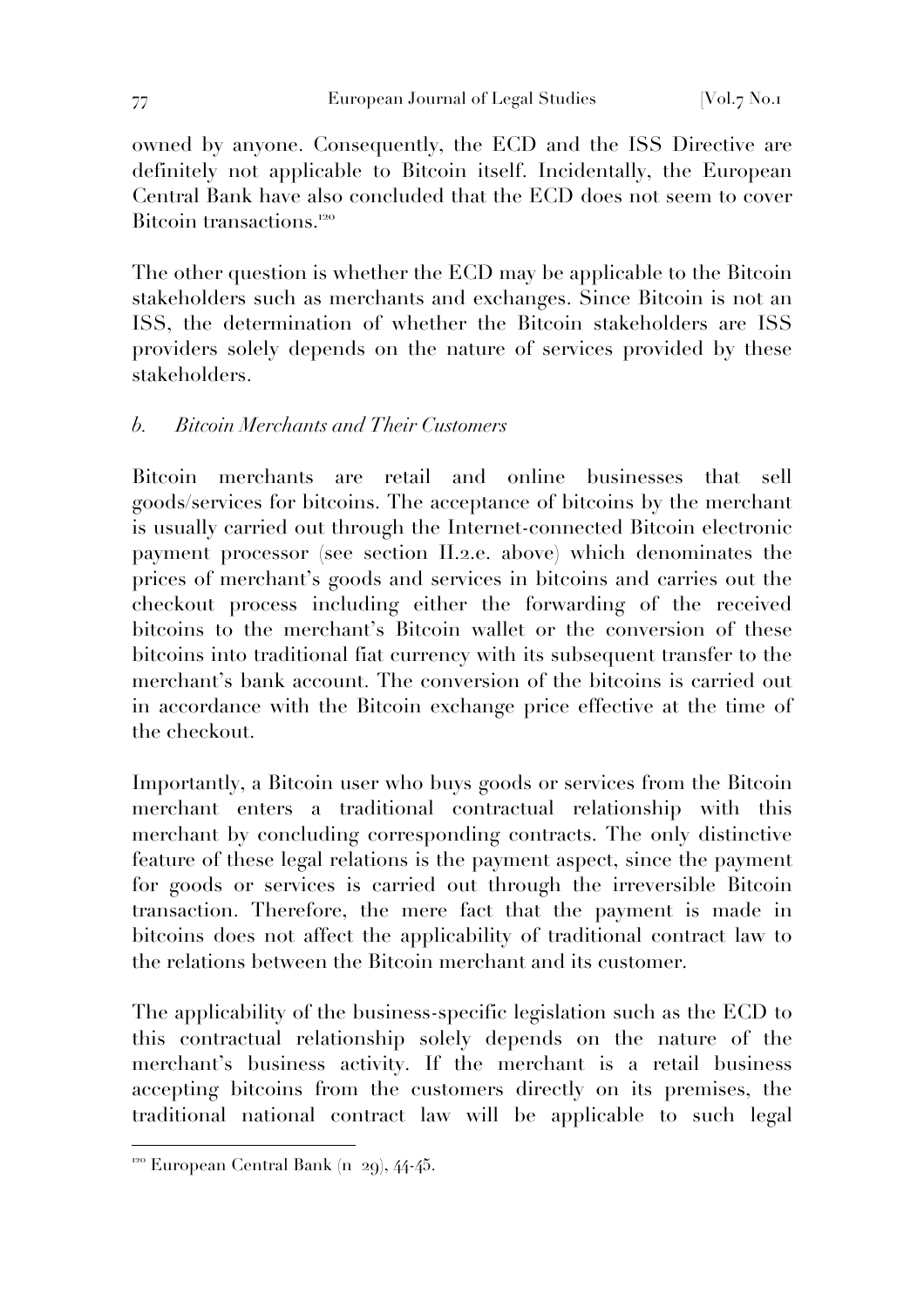owned by anyone. Consequently, the ECD and the ISS Directive are definitely not applicable to Bitcoin itself. Incidentally, the European Central Bank have also concluded that the ECD does not seem to cover Bitcoin transactions.[120]

The other question is whether the ECD may be applicable to the Bitcoin stakeholders such as merchants and exchanges. Since Bitcoin is not an ISS, the determination of whether the Bitcoin stakeholders are ISS providers solely depends on the nature of services provided by these stakeholders.

### *b. Bitcoin Merchants and Their Customers*

Bitcoin merchants are retail and online businesses that sell goods/services for bitcoins. The acceptance of bitcoins by the merchant is usually carried out through the Internet-connected Bitcoin electronic payment processor (see section II.2.e. above) which denominates the prices of merchant's goods and services in bitcoins and carries out the checkout process including either the forwarding of the received bitcoins to the merchant's Bitcoin wallet or the conversion of these bitcoins into traditional fiat currency with its subsequent transfer to the merchant's bank account. The conversion of the bitcoins is carried out in accordance with the Bitcoin exchange price effective at the time of the checkout.

Importantly, a Bitcoin user who buys goods or services from the Bitcoin merchant enters a traditional contractual relationship with this merchant by concluding corresponding contracts. The only distinctive feature of these legal relations is the payment aspect, since the payment for goods or services is carried out through the irreversible Bitcoin transaction. Therefore, the mere fact that the payment is made in bitcoins does not affect the applicability of traditional contract law to the relations between the Bitcoin merchant and its customer.

The applicability of the business-specific legislation such as the ECD to this contractual relationship solely depends on the nature of the merchant's business activity. If the merchant is a retail business accepting bitcoins from the customers directly on its premises, the traditional national contract law will be applicable to such legal

---

[120] European Central Bank (n 29), 44-45.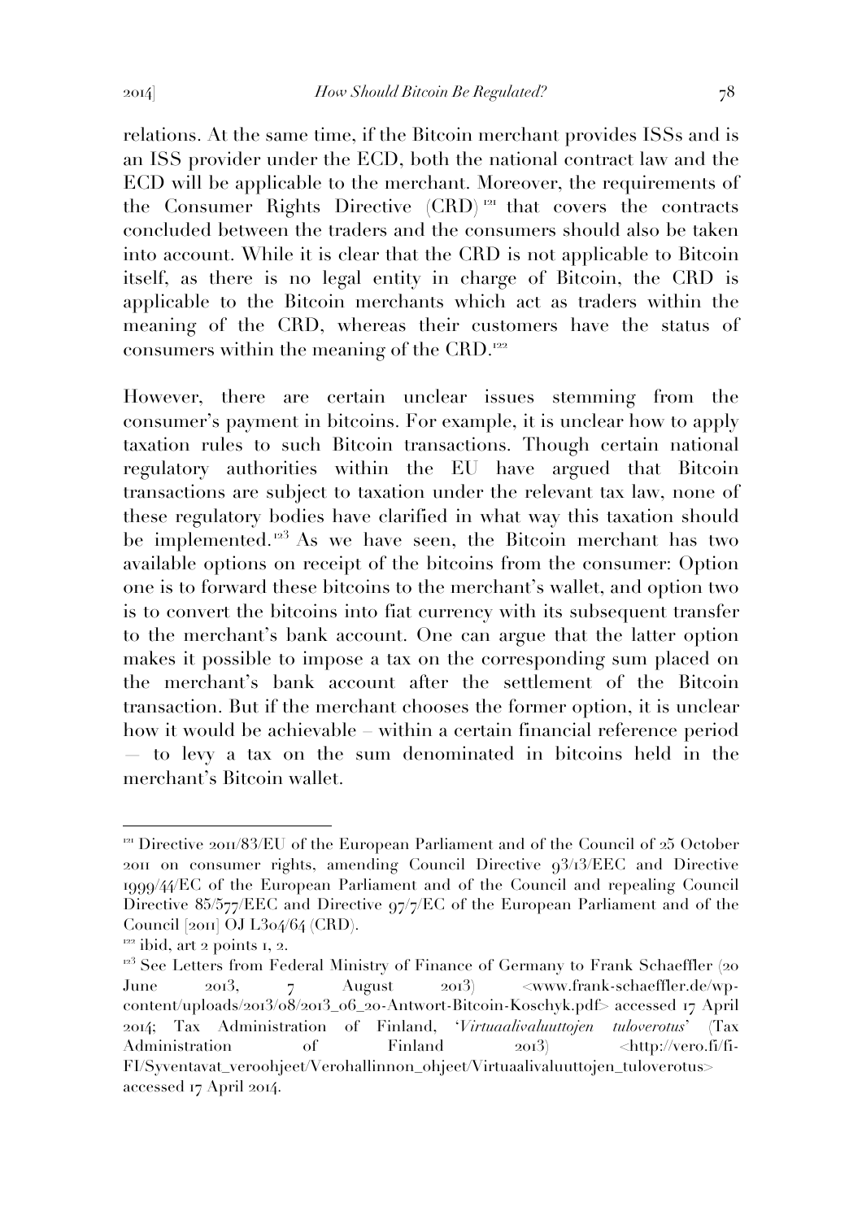relations. At the same time, if the Bitcoin merchant provides ISSs and is an ISS provider under the ECD, both the national contract law and the ECD will be applicable to the merchant. Moreover, the requirements of the Consumer Rights Directive (CRD)[121] that covers the contracts concluded between the traders and the consumers should also be taken into account. While it is clear that the CRD is not applicable to Bitcoin itself, as there is no legal entity in charge of Bitcoin, the CRD is applicable to the Bitcoin merchants which act as traders within the meaning of the CRD, whereas their customers have the status of consumers within the meaning of the CRD.[122]

However, there are certain unclear issues stemming from the consumer's payment in bitcoins. For example, it is unclear how to apply taxation rules to such Bitcoin transactions. Though certain national regulatory authorities within the EU have argued that Bitcoin transactions are subject to taxation under the relevant tax law, none of these regulatory bodies have clarified in what way this taxation should be implemented.[123] As we have seen, the Bitcoin merchant has two available options on receipt of the bitcoins from the consumer: Option one is to forward these bitcoins to the merchant's wallet, and option two is to convert the bitcoins into fiat currency with its subsequent transfer to the merchant's bank account. One can argue that the latter option makes it possible to impose a tax on the corresponding sum placed on the merchant's bank account after the settlement of the Bitcoin transaction. But if the merchant chooses the former option, it is unclear how it would be achievable – within a certain financial reference period – to levy a tax on the sum denominated in bitcoins held in the merchant's Bitcoin wallet.

---

[121] Directive 2011/83/EU of the European Parliament and of the Council of 25 October 2011 on consumer rights, amending Council Directive 93/13/EEC and Directive 1999/44/EC of the European Parliament and of the Council and repealing Council Directive 85/577/EEC and Directive 97/7/EC of the European Parliament and of the Council [2011] OJ L304/64 (CRD).

[122] ibid, art 2 points 1, 2.

[123] See Letters from Federal Ministry of Finance of Germany to Frank Schaeffler (20 June 2013, 7 August 2013) <www.frank-schaeffler.de/wp-content/uploads/2013/08/2013_06_20-Antwort-Bitcoin-Koschyk.pdf> accessed 17 April 2014; Tax Administration of Finland, '*Virtuaalivaluuttojen tuloverotus*' (Tax Administration of Finland 2013) <http://vero.fi/fi-FI/Syventavat_veroohjeet/Verohallinnon_ohjeet/Virtuaalivaluuttojen_tuloverotus> accessed 17 April 2014.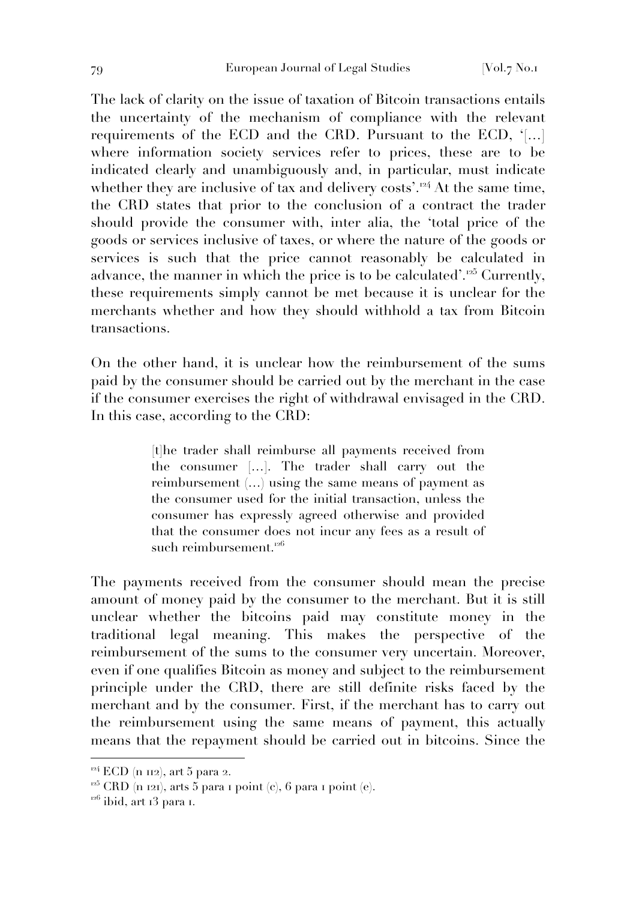The lack of clarity on the issue of taxation of Bitcoin transactions entails the uncertainty of the mechanism of compliance with the relevant requirements of the ECD and the CRD. Pursuant to the ECD, '[...] where information society services refer to prices, these are to be indicated clearly and unambiguously and, in particular, must indicate whether they are inclusive of tax and delivery costs'.[124] At the same time, the CRD states that prior to the conclusion of a contract the trader should provide the consumer with, inter alia, the 'total price of the goods or services inclusive of taxes, or where the nature of the goods or services is such that the price cannot reasonably be calculated in advance, the manner in which the price is to be calculated'.[125] Currently, these requirements simply cannot be met because it is unclear for the merchants whether and how they should withhold a tax from Bitcoin transactions.

On the other hand, it is unclear how the reimbursement of the sums paid by the consumer should be carried out by the merchant in the case if the consumer exercises the right of withdrawal envisaged in the CRD. In this case, according to the CRD:

> [t]he trader shall reimburse all payments received from the consumer [...]. The trader shall carry out the reimbursement (...) using the same means of payment as the consumer used for the initial transaction, unless the consumer has expressly agreed otherwise and provided that the consumer does not incur any fees as a result of such reimbursement.[126]

The payments received from the consumer should mean the precise amount of money paid by the consumer to the merchant. But it is still unclear whether the bitcoins paid may constitute money in the traditional legal meaning. This makes the perspective of the reimbursement of the sums to the consumer very uncertain. Moreover, even if one qualifies Bitcoin as money and subject to the reimbursement principle under the CRD, there are still definite risks faced by the merchant and by the consumer. First, if the merchant has to carry out the reimbursement using the same means of payment, this actually means that the repayment should be carried out in bitcoins. Since the

---

[124] ECD (n 112), art 5 para 2.

[125] CRD (n 121), arts 5 para 1 point (c), 6 para 1 point (e).

[126] ibid, art 13 para 1.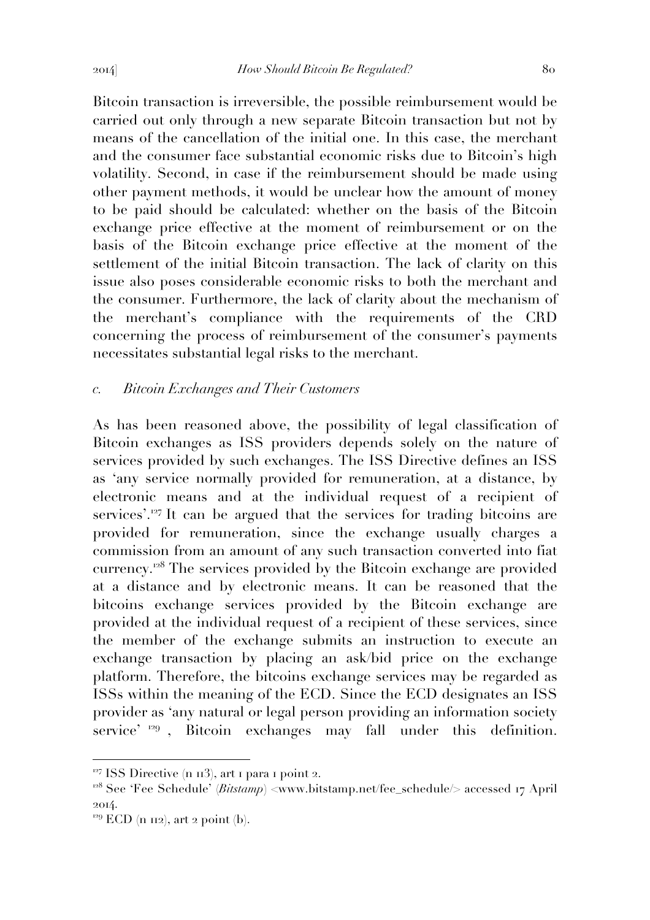Bitcoin transaction is irreversible, the possible reimbursement would be carried out only through a new separate Bitcoin transaction but not by means of the cancellation of the initial one. In this case, the merchant and the consumer face substantial economic risks due to Bitcoin's high volatility. Second, in case if the reimbursement should be made using other payment methods, it would be unclear how the amount of money to be paid should be calculated: whether on the basis of the Bitcoin exchange price effective at the moment of reimbursement or on the basis of the Bitcoin exchange price effective at the moment of the settlement of the initial Bitcoin transaction. The lack of clarity on this issue also poses considerable economic risks to both the merchant and the consumer. Furthermore, the lack of clarity about the mechanism of the merchant's compliance with the requirements of the CRD concerning the process of reimbursement of the consumer's payments necessitates substantial legal risks to the merchant.

### *c. Bitcoin Exchanges and Their Customers*

As has been reasoned above, the possibility of legal classification of Bitcoin exchanges as ISS providers depends solely on the nature of services provided by such exchanges. The ISS Directive defines an ISS as 'any service normally provided for remuneration, at a distance, by electronic means and at the individual request of a recipient of services'.[127] It can be argued that the services for trading bitcoins are provided for remuneration, since the exchange usually charges a commission from an amount of any such transaction converted into fiat currency.[128] The services provided by the Bitcoin exchange are provided at a distance and by electronic means. It can be reasoned that the bitcoins exchange services provided by the Bitcoin exchange are provided at the individual request of a recipient of these services, since the member of the exchange submits an instruction to execute an exchange transaction by placing an ask/bid price on the exchange platform. Therefore, the bitcoins exchange services may be regarded as ISSs within the meaning of the ECD. Since the ECD designates an ISS provider as 'any natural or legal person providing an information society service' [129], Bitcoin exchanges may fall under this definition.

---

[127] ISS Directive (n 113), art 1 para 1 point 2.

[128] See 'Fee Schedule' (*Bitstamp*) <www.bitstamp.net/fee_schedule/> accessed 17 April 2014.

[129] ECD (n 112), art 2 point (b).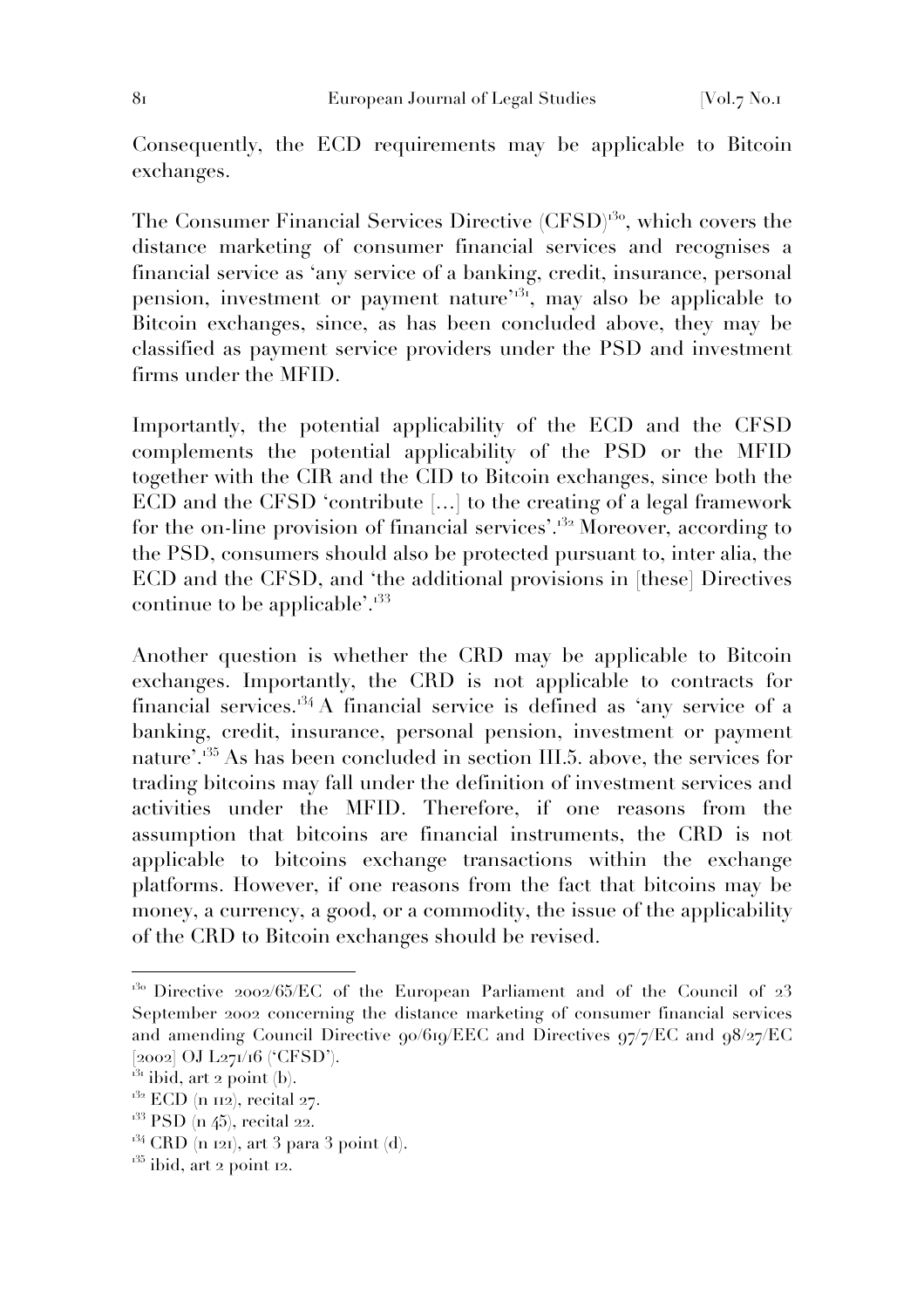Consequently, the ECD requirements may be applicable to Bitcoin exchanges.

The Consumer Financial Services Directive (CFSD)[130], which covers the distance marketing of consumer financial services and recognises a financial service as 'any service of a banking, credit, insurance, personal pension, investment or payment nature'[131], may also be applicable to Bitcoin exchanges, since, as has been concluded above, they may be classified as payment service providers under the PSD and investment firms under the MFID.

Importantly, the potential applicability of the ECD and the CFSD complements the potential applicability of the PSD or the MFID together with the CIR and the CID to Bitcoin exchanges, since both the ECD and the CFSD 'contribute [...] to the creating of a legal framework for the on-line provision of financial services'.[132] Moreover, according to the PSD, consumers should also be protected pursuant to, inter alia, the ECD and the CFSD, and 'the additional provisions in [these] Directives continue to be applicable'.[133]

Another question is whether the CRD may be applicable to Bitcoin exchanges. Importantly, the CRD is not applicable to contracts for financial services.[134] A financial service is defined as 'any service of a banking, credit, insurance, personal pension, investment or payment nature'.[135] As has been concluded in section III.5. above, the services for trading bitcoins may fall under the definition of investment services and activities under the MFID. Therefore, if one reasons from the assumption that bitcoins are financial instruments, the CRD is not applicable to bitcoins exchange transactions within the exchange platforms. However, if one reasons from the fact that bitcoins may be money, a currency, a good, or a commodity, the issue of the applicability of the CRD to Bitcoin exchanges should be revised.

---

[130] Directive 2002/65/EC of the European Parliament and of the Council of 23 September 2002 concerning the distance marketing of consumer financial services and amending Council Directive 90/619/EEC and Directives 97/7/EC and 98/27/EC [2002] OJ L271/16 ('CFSD').

[131] ibid, art 2 point (b).

[132] ECD (n 112), recital 27.

[133] PSD (n 45), recital 22.

[134] CRD (n 121), art 3 para 3 point (d).

[135] ibid, art 2 point 12.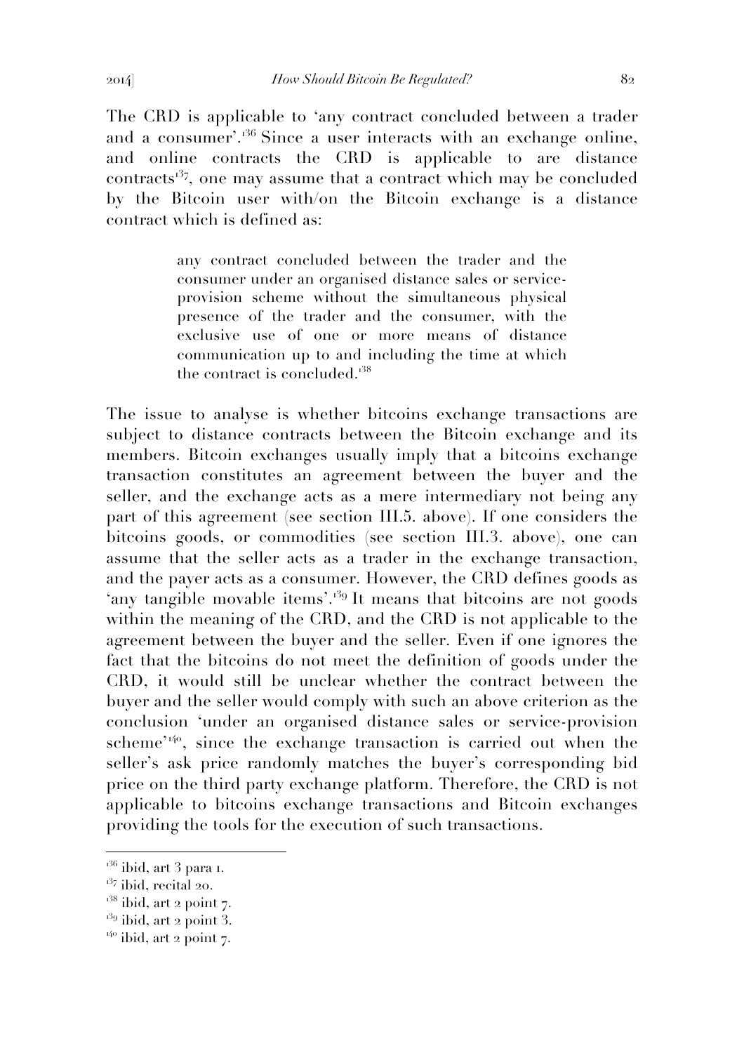The CRD is applicable to 'any contract concluded between a trader and a consumer'.[136] Since a user interacts with an exchange online, and online contracts the CRD is applicable to are distance contracts[137], one may assume that a contract which may be concluded by the Bitcoin user with/on the Bitcoin exchange is a distance contract which is defined as:

> any contract concluded between the trader and the consumer under an organised distance sales or service-provision scheme without the simultaneous physical presence of the trader and the consumer, with the exclusive use of one or more means of distance communication up to and including the time at which the contract is concluded.[138]

The issue to analyse is whether bitcoins exchange transactions are subject to distance contracts between the Bitcoin exchange and its members. Bitcoin exchanges usually imply that a bitcoins exchange transaction constitutes an agreement between the buyer and the seller, and the exchange acts as a mere intermediary not being any part of this agreement (see section III.5. above). If one considers the bitcoins goods, or commodities (see section III.3. above), one can assume that the seller acts as a trader in the exchange transaction, and the payer acts as a consumer. However, the CRD defines goods as 'any tangible movable items'.[139] It means that bitcoins are not goods within the meaning of the CRD, and the CRD is not applicable to the agreement between the buyer and the seller. Even if one ignores the fact that the bitcoins do not meet the definition of goods under the CRD, it would still be unclear whether the contract between the buyer and the seller would comply with such an above criterion as the conclusion 'under an organised distance sales or service-provision scheme'[140], since the exchange transaction is carried out when the seller's ask price randomly matches the buyer's corresponding bid price on the third party exchange platform. Therefore, the CRD is not applicable to bitcoins exchange transactions and Bitcoin exchanges providing the tools for the execution of such transactions.

---

[136] ibid, art 3 para 1.

[137] ibid, recital 20.

[138] ibid, art 2 point 7.

[139] ibid, art 2 point 3.

[140] ibid, art 2 point 7.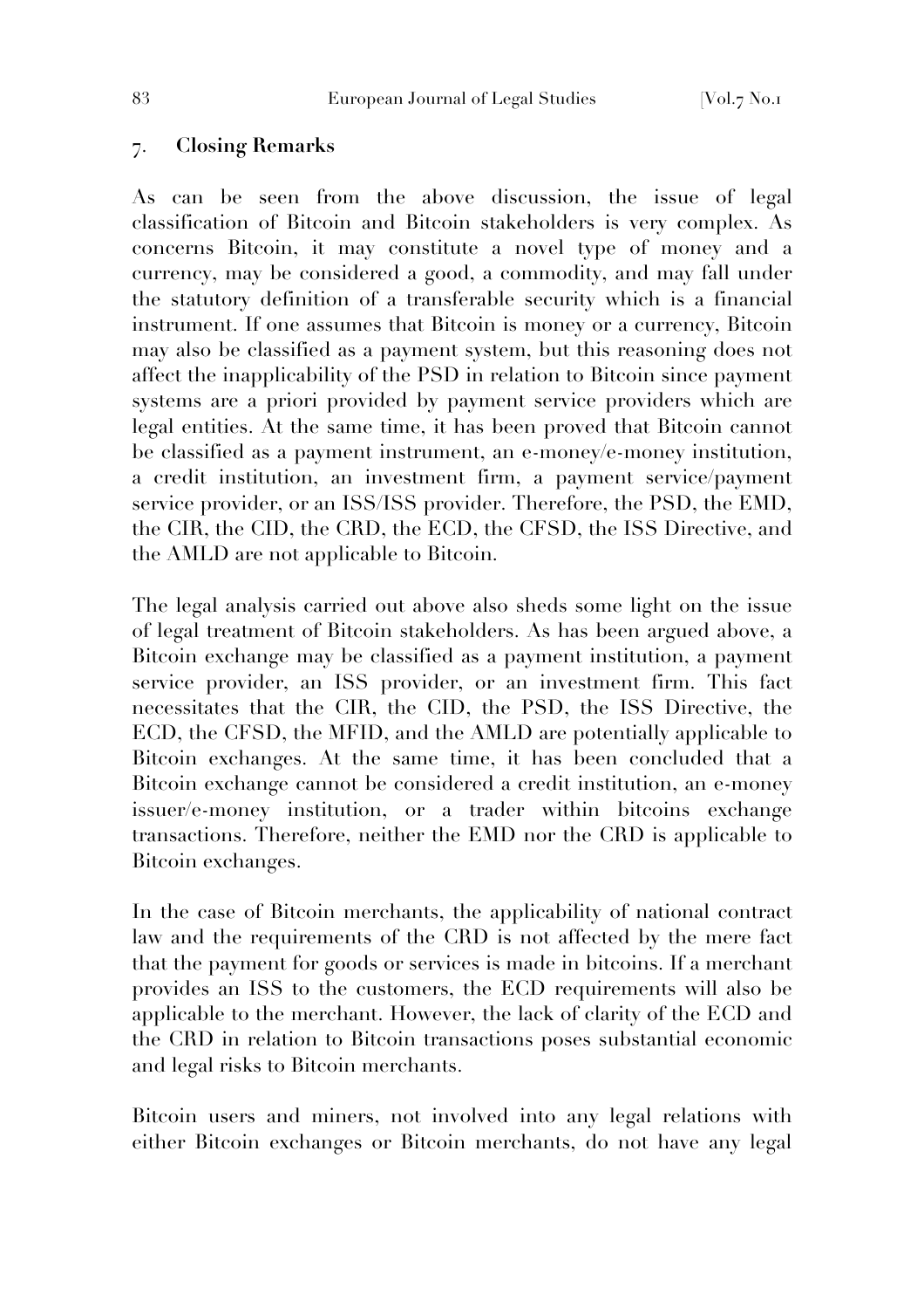## 7. Closing Remarks

As can be seen from the above discussion, the issue of legal classification of Bitcoin and Bitcoin stakeholders is very complex. As concerns Bitcoin, it may constitute a novel type of money and a currency, may be considered a good, a commodity, and may fall under the statutory definition of a transferable security which is a financial instrument. If one assumes that Bitcoin is money or a currency, Bitcoin may also be classified as a payment system, but this reasoning does not affect the inapplicability of the PSD in relation to Bitcoin since payment systems are a priori provided by payment service providers which are legal entities. At the same time, it has been proved that Bitcoin cannot be classified as a payment instrument, an e-money/e-money institution, a credit institution, an investment firm, a payment service/payment service provider, or an ISS/ISS provider. Therefore, the PSD, the EMD, the CIR, the CID, the CRD, the ECD, the CFSD, the ISS Directive, and the AMLD are not applicable to Bitcoin.

The legal analysis carried out above also sheds some light on the issue of legal treatment of Bitcoin stakeholders. As has been argued above, a Bitcoin exchange may be classified as a payment institution, a payment service provider, an ISS provider, or an investment firm. This fact necessitates that the CIR, the CID, the PSD, the ISS Directive, the ECD, the CFSD, the MFID, and the AMLD are potentially applicable to Bitcoin exchanges. At the same time, it has been concluded that a Bitcoin exchange cannot be considered a credit institution, an e-money issuer/e-money institution, or a trader within bitcoins exchange transactions. Therefore, neither the EMD nor the CRD is applicable to Bitcoin exchanges.

In the case of Bitcoin merchants, the applicability of national contract law and the requirements of the CRD is not affected by the mere fact that the payment for goods or services is made in bitcoins. If a merchant provides an ISS to the customers, the ECD requirements will also be applicable to the merchant. However, the lack of clarity of the ECD and the CRD in relation to Bitcoin transactions poses substantial economic and legal risks to Bitcoin merchants.

Bitcoin users and miners, not involved into any legal relations with either Bitcoin exchanges or Bitcoin merchants, do not have any legal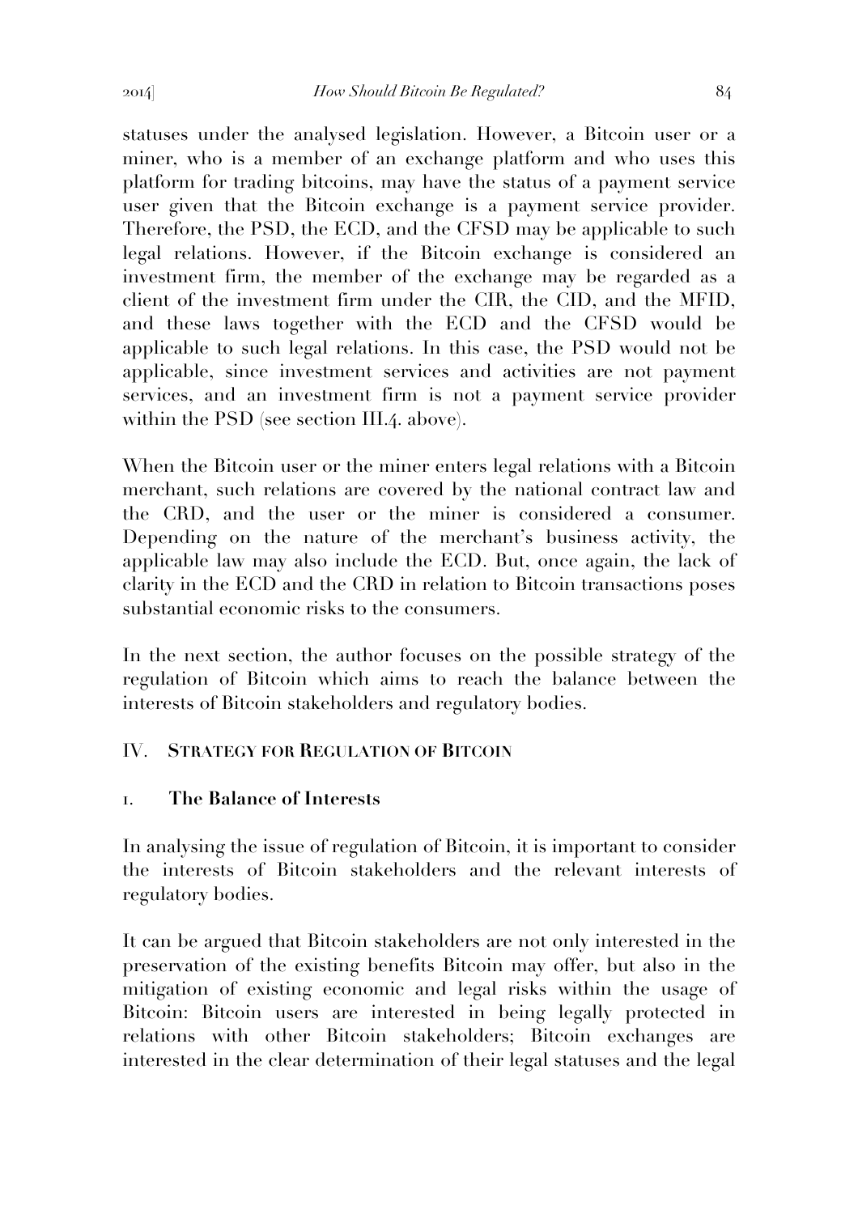statuses under the analysed legislation. However, a Bitcoin user or a miner, who is a member of an exchange platform and who uses this platform for trading bitcoins, may have the status of a payment service user given that the Bitcoin exchange is a payment service provider. Therefore, the PSD, the ECD, and the CFSD may be applicable to such legal relations. However, if the Bitcoin exchange is considered an investment firm, the member of the exchange may be regarded as a client of the investment firm under the CIR, the CID, and the MFID, and these laws together with the ECD and the CFSD would be applicable to such legal relations. In this case, the PSD would not be applicable, since investment services and activities are not payment services, and an investment firm is not a payment service provider within the PSD (see section III.4. above).

When the Bitcoin user or the miner enters legal relations with a Bitcoin merchant, such relations are covered by the national contract law and the CRD, and the user or the miner is considered a consumer. Depending on the nature of the merchant's business activity, the applicable law may also include the ECD. But, once again, the lack of clarity in the ECD and the CRD in relation to Bitcoin transactions poses substantial economic risks to the consumers.

In the next section, the author focuses on the possible strategy of the regulation of Bitcoin which aims to reach the balance between the interests of Bitcoin stakeholders and regulatory bodies.

## IV. Strategy for Regulation of Bitcoin

### 1. The Balance of Interests

In analysing the issue of regulation of Bitcoin, it is important to consider the interests of Bitcoin stakeholders and the relevant interests of regulatory bodies.

It can be argued that Bitcoin stakeholders are not only interested in the preservation of the existing benefits Bitcoin may offer, but also in the mitigation of existing economic and legal risks within the usage of Bitcoin: Bitcoin users are interested in being legally protected in relations with other Bitcoin stakeholders; Bitcoin exchanges are interested in the clear determination of their legal statuses and the legal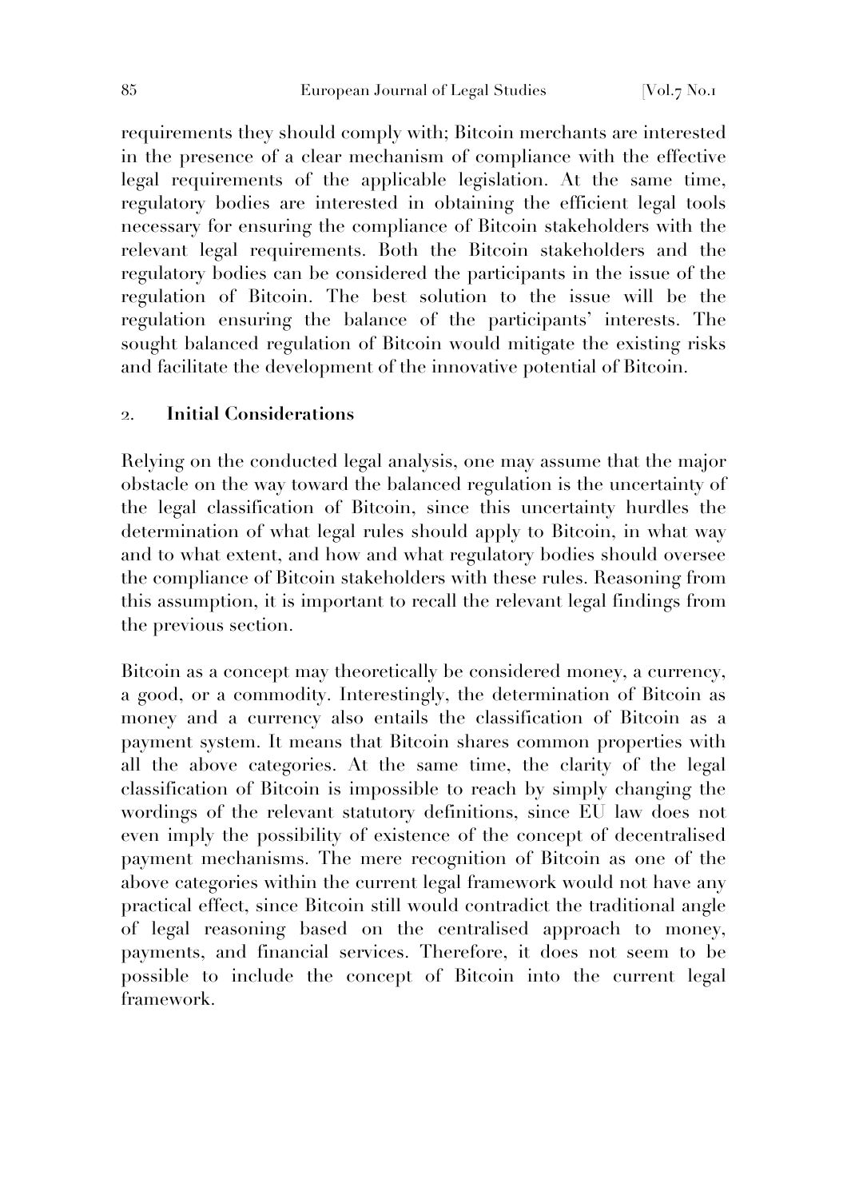requirements they should comply with; Bitcoin merchants are interested in the presence of a clear mechanism of compliance with the effective legal requirements of the applicable legislation. At the same time, regulatory bodies are interested in obtaining the efficient legal tools necessary for ensuring the compliance of Bitcoin stakeholders with the relevant legal requirements. Both the Bitcoin stakeholders and the regulatory bodies can be considered the participants in the issue of the regulation of Bitcoin. The best solution to the issue will be the regulation ensuring the balance of the participants' interests. The sought balanced regulation of Bitcoin would mitigate the existing risks and facilitate the development of the innovative potential of Bitcoin.

## 2. Initial Considerations

Relying on the conducted legal analysis, one may assume that the major obstacle on the way toward the balanced regulation is the uncertainty of the legal classification of Bitcoin, since this uncertainty hurdles the determination of what legal rules should apply to Bitcoin, in what way and to what extent, and how and what regulatory bodies should oversee the compliance of Bitcoin stakeholders with these rules. Reasoning from this assumption, it is important to recall the relevant legal findings from the previous section.

Bitcoin as a concept may theoretically be considered money, a currency, a good, or a commodity. Interestingly, the determination of Bitcoin as money and a currency also entails the classification of Bitcoin as a payment system. It means that Bitcoin shares common properties with all the above categories. At the same time, the clarity of the legal classification of Bitcoin is impossible to reach by simply changing the wordings of the relevant statutory definitions, since EU law does not even imply the possibility of existence of the concept of decentralised payment mechanisms. The mere recognition of Bitcoin as one of the above categories within the current legal framework would not have any practical effect, since Bitcoin still would contradict the traditional angle of legal reasoning based on the centralised approach to money, payments, and financial services. Therefore, it does not seem to be possible to include the concept of Bitcoin into the current legal framework.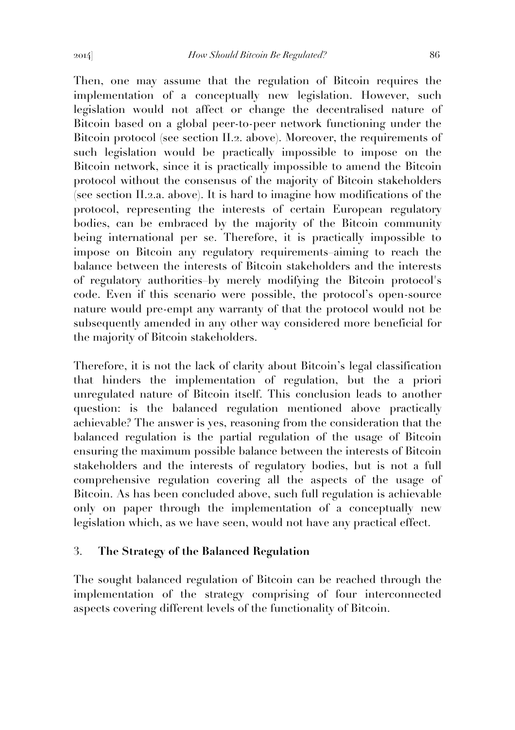Then, one may assume that the regulation of Bitcoin requires the implementation of a conceptually new legislation. However, such legislation would not affect or change the decentralised nature of Bitcoin based on a global peer-to-peer network functioning under the Bitcoin protocol (see section II.2. above). Moreover, the requirements of such legislation would be practically impossible to impose on the Bitcoin network, since it is practically impossible to amend the Bitcoin protocol without the consensus of the majority of Bitcoin stakeholders (see section II.2.a. above). It is hard to imagine how modifications of the protocol, representing the interests of certain European regulatory bodies, can be embraced by the majority of the Bitcoin community being international per se. Therefore, it is practically impossible to impose on Bitcoin any regulatory requirements–aiming to reach the balance between the interests of Bitcoin stakeholders and the interests of regulatory authorities–by merely modifying the Bitcoin protocol's code. Even if this scenario were possible, the protocol's open-source nature would pre-empt any warranty of that the protocol would not be subsequently amended in any other way considered more beneficial for the majority of Bitcoin stakeholders.

Therefore, it is not the lack of clarity about Bitcoin's legal classification that hinders the implementation of regulation, but the a priori unregulated nature of Bitcoin itself. This conclusion leads to another question: is the balanced regulation mentioned above practically achievable? The answer is yes, reasoning from the consideration that the balanced regulation is the partial regulation of the usage of Bitcoin ensuring the maximum possible balance between the interests of Bitcoin stakeholders and the interests of regulatory bodies, but is not a full comprehensive regulation covering all the aspects of the usage of Bitcoin. As has been concluded above, such full regulation is achievable only on paper through the implementation of a conceptually new legislation which, as we have seen, would not have any practical effect.

### 3. **The Strategy of the Balanced Regulation**

The sought balanced regulation of Bitcoin can be reached through the implementation of the strategy comprising of four interconnected aspects covering different levels of the functionality of Bitcoin.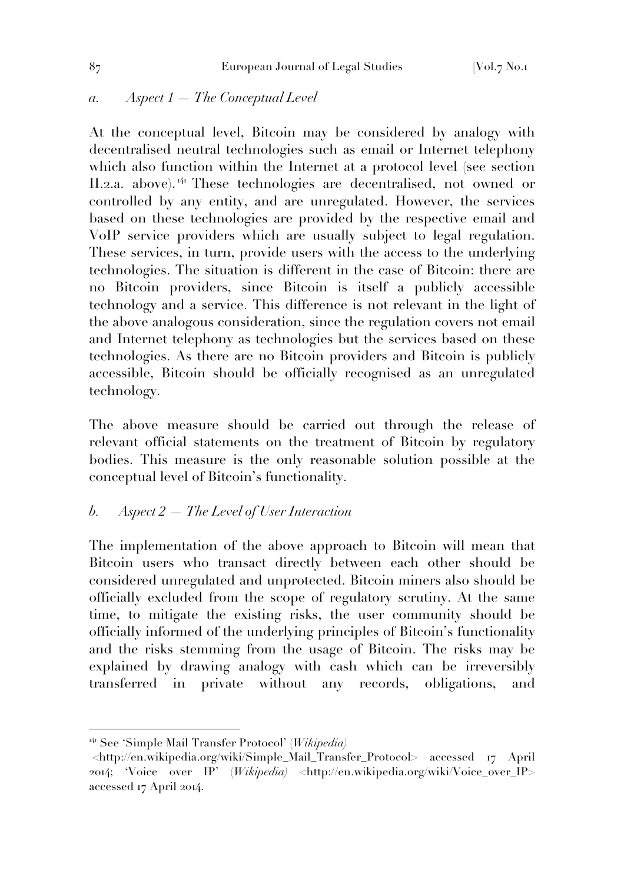### *a. Aspect 1 — The Conceptual Level*

At the conceptual level, Bitcoin may be considered by analogy with decentralised neutral technologies such as email or Internet telephony which also function within the Internet at a protocol level (see section II.2.a. above).[141] These technologies are decentralised, not owned or controlled by any entity, and are unregulated. However, the services based on these technologies are provided by the respective email and VoIP service providers which are usually subject to legal regulation. These services, in turn, provide users with the access to the underlying technologies. The situation is different in the case of Bitcoin: there are no Bitcoin providers, since Bitcoin is itself a publicly accessible technology and a service. This difference is not relevant in the light of the above analogous consideration, since the regulation covers not email and Internet telephony as technologies but the services based on these technologies. As there are no Bitcoin providers and Bitcoin is publicly accessible, Bitcoin should be officially recognised as an unregulated technology.

The above measure should be carried out through the release of relevant official statements on the treatment of Bitcoin by regulatory bodies. This measure is the only reasonable solution possible at the conceptual level of Bitcoin's functionality.

### *b. Aspect 2 — The Level of User Interaction*

The implementation of the above approach to Bitcoin will mean that Bitcoin users who transact directly between each other should be considered unregulated and unprotected. Bitcoin miners also should be officially excluded from the scope of regulatory scrutiny. At the same time, to mitigate the existing risks, the user community should be officially informed of the underlying principles of Bitcoin's functionality and the risks stemming from the usage of Bitcoin. The risks may be explained by drawing analogy with cash which can be irreversibly transferred in private without any records, obligations, and

---

[141] See 'Simple Mail Transfer Protocol' (*Wikipedia*) <http://en.wikipedia.org/wiki/Simple_Mail_Transfer_Protocol> accessed 17 April 2014; 'Voice over IP' (*Wikipedia*) <http://en.wikipedia.org/wiki/Voice_over_IP> accessed 17 April 2014.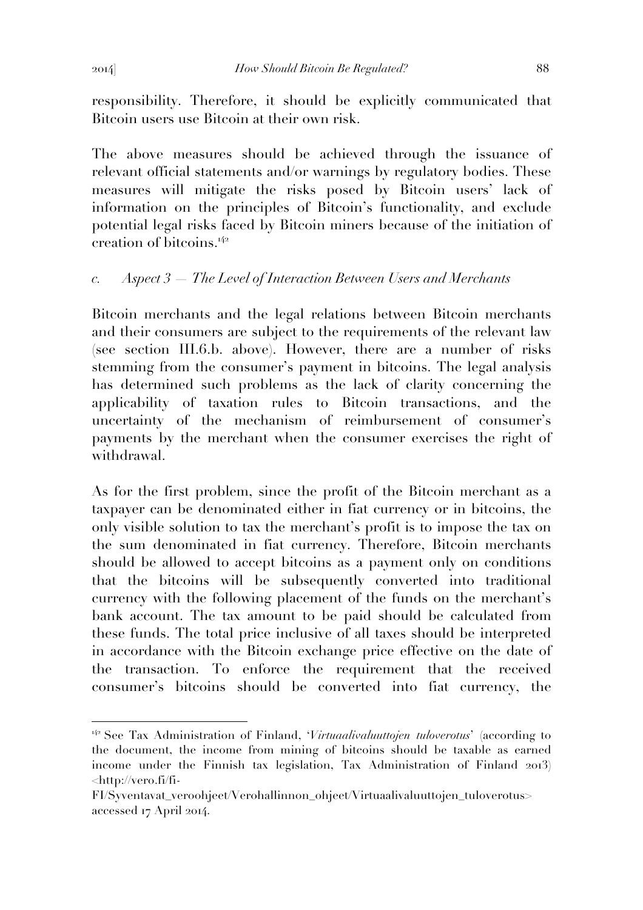responsibility. Therefore, it should be explicitly communicated that Bitcoin users use Bitcoin at their own risk.

The above measures should be achieved through the issuance of relevant official statements and/or warnings by regulatory bodies. These measures will mitigate the risks posed by Bitcoin users' lack of information on the principles of Bitcoin's functionality, and exclude potential legal risks faced by Bitcoin miners because of the initiation of creation of bitcoins.[142]

### *c. Aspect 3 — The Level of Interaction Between Users and Merchants*

Bitcoin merchants and the legal relations between Bitcoin merchants and their consumers are subject to the requirements of the relevant law (see section III.6.b. above). However, there are a number of risks stemming from the consumer's payment in bitcoins. The legal analysis has determined such problems as the lack of clarity concerning the applicability of taxation rules to Bitcoin transactions, and the uncertainty of the mechanism of reimbursement of consumer's payments by the merchant when the consumer exercises the right of withdrawal.

As for the first problem, since the profit of the Bitcoin merchant as a taxpayer can be denominated either in fiat currency or in bitcoins, the only visible solution to tax the merchant's profit is to impose the tax on the sum denominated in fiat currency. Therefore, Bitcoin merchants should be allowed to accept bitcoins as a payment only on conditions that the bitcoins will be subsequently converted into traditional currency with the following placement of the funds on the merchant's bank account. The tax amount to be paid should be calculated from these funds. The total price inclusive of all taxes should be interpreted in accordance with the Bitcoin exchange price effective on the date of the transaction. To enforce the requirement that the received consumer's bitcoins should be converted into fiat currency, the

---

[142] See Tax Administration of Finland, '*Virtuaalivaluuttojen tuloverotus*' (according to the document, the income from mining of bitcoins should be taxable as earned income under the Finnish tax legislation, Tax Administration of Finland 2013) <http://vero.fi/fi-FI/Syventavat_veroohjeet/Verohallinnon_ohjeet/Virtuaalivaluuttojen_tuloverotus> accessed 17 April 2014.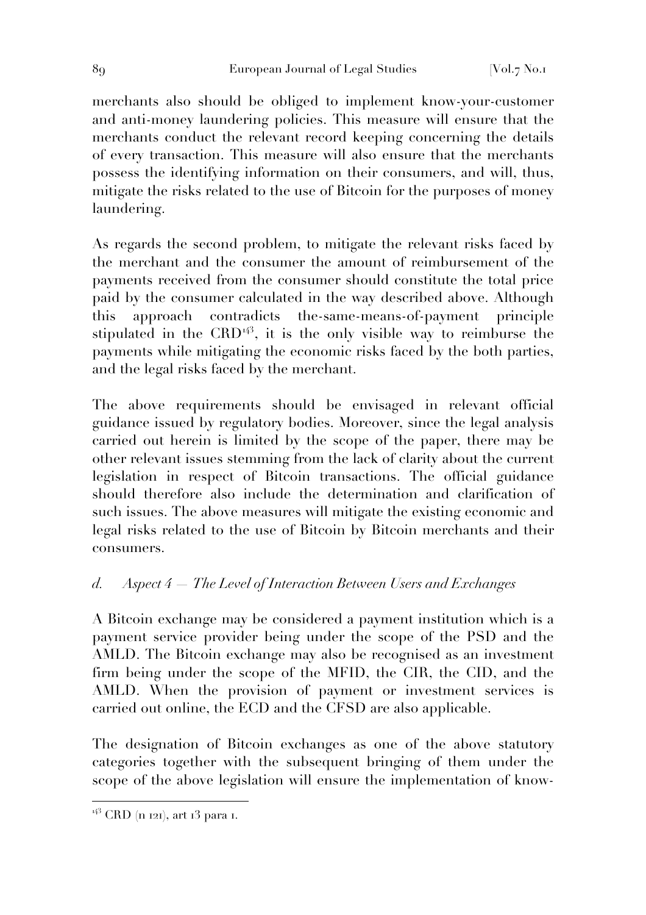merchants also should be obliged to implement know-your-customer and anti-money laundering policies. This measure will ensure that the merchants conduct the relevant record keeping concerning the details of every transaction. This measure will also ensure that the merchants possess the identifying information on their consumers, and will, thus, mitigate the risks related to the use of Bitcoin for the purposes of money laundering.

As regards the second problem, to mitigate the relevant risks faced by the merchant and the consumer the amount of reimbursement of the payments received from the consumer should constitute the total price paid by the consumer calculated in the way described above. Although this approach contradicts the-same-means-of-payment principle stipulated in the CRD[143], it is the only visible way to reimburse the payments while mitigating the economic risks faced by the both parties, and the legal risks faced by the merchant.

The above requirements should be envisaged in relevant official guidance issued by regulatory bodies. Moreover, since the legal analysis carried out herein is limited by the scope of the paper, there may be other relevant issues stemming from the lack of clarity about the current legislation in respect of Bitcoin transactions. The official guidance should therefore also include the determination and clarification of such issues. The above measures will mitigate the existing economic and legal risks related to the use of Bitcoin by Bitcoin merchants and their consumers.

### *d. Aspect 4 — The Level of Interaction Between Users and Exchanges*

A Bitcoin exchange may be considered a payment institution which is a payment service provider being under the scope of the PSD and the AMLD. The Bitcoin exchange may also be recognised as an investment firm being under the scope of the MFID, the CIR, the CID, and the AMLD. When the provision of payment or investment services is carried out online, the ECD and the CFSD are also applicable.

The designation of Bitcoin exchanges as one of the above statutory categories together with the subsequent bringing of them under the scope of the above legislation will ensure the implementation of know-

---

[143] CRD (n 121), art 13 para 1.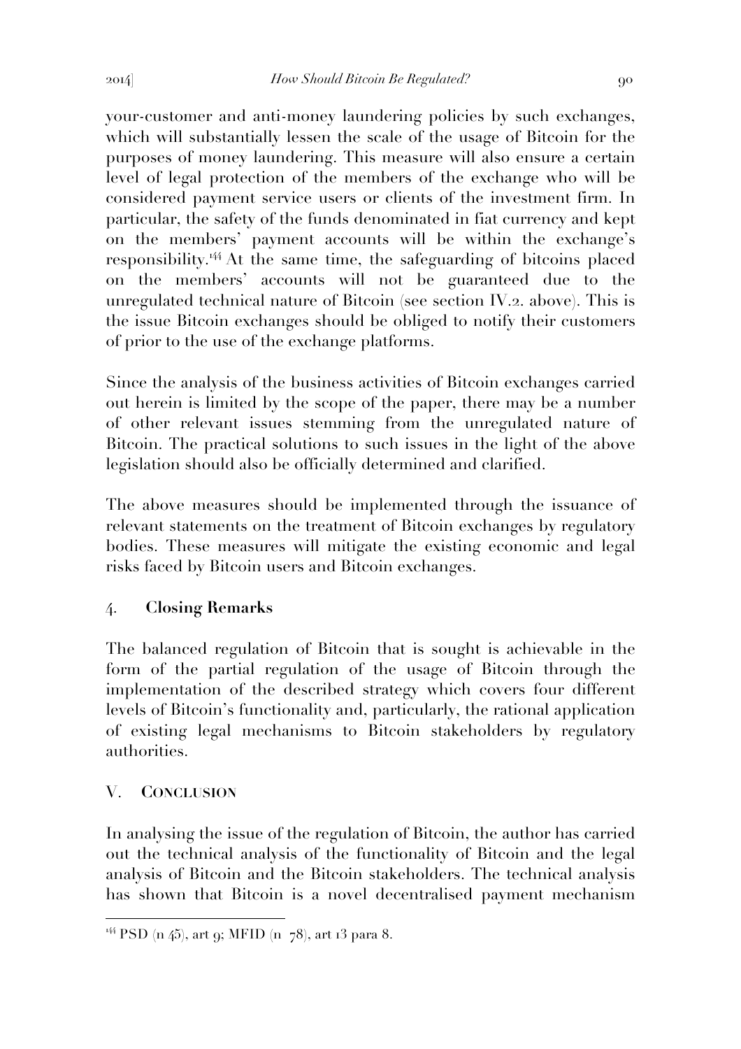your-customer and anti-money laundering policies by such exchanges, which will substantially lessen the scale of the usage of Bitcoin for the purposes of money laundering. This measure will also ensure a certain level of legal protection of the members of the exchange who will be considered payment service users or clients of the investment firm. In particular, the safety of the funds denominated in fiat currency and kept on the members' payment accounts will be within the exchange's responsibility.[144] At the same time, the safeguarding of bitcoins placed on the members' accounts will not be guaranteed due to the unregulated technical nature of Bitcoin (see section IV.2. above). This is the issue Bitcoin exchanges should be obliged to notify their customers of prior to the use of the exchange platforms.

Since the analysis of the business activities of Bitcoin exchanges carried out herein is limited by the scope of the paper, there may be a number of other relevant issues stemming from the unregulated nature of Bitcoin. The practical solutions to such issues in the light of the above legislation should also be officially determined and clarified.

The above measures should be implemented through the issuance of relevant statements on the treatment of Bitcoin exchanges by regulatory bodies. These measures will mitigate the existing economic and legal risks faced by Bitcoin users and Bitcoin exchanges.

### 4. Closing Remarks

The balanced regulation of Bitcoin that is sought is achievable in the form of the partial regulation of the usage of Bitcoin through the implementation of the described strategy which covers four different levels of Bitcoin's functionality and, particularly, the rational application of existing legal mechanisms to Bitcoin stakeholders by regulatory authorities.

## V. Conclusion

In analysing the issue of the regulation of Bitcoin, the author has carried out the technical analysis of the functionality of Bitcoin and the legal analysis of Bitcoin and the Bitcoin stakeholders. The technical analysis has shown that Bitcoin is a novel decentralised payment mechanism

---

[144] PSD (n 45), art 9; MFID (n 78), art 13 para 8.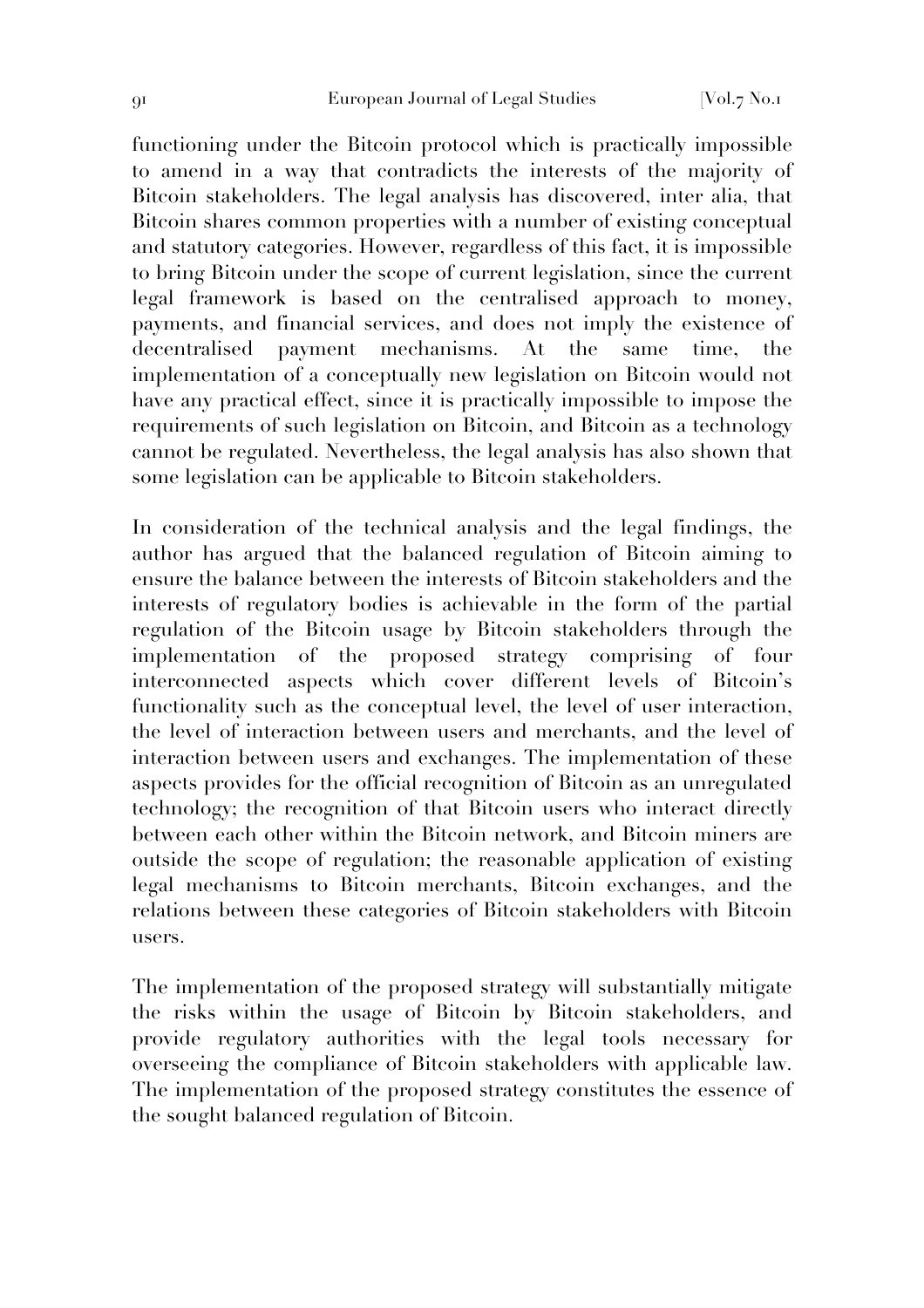functioning under the Bitcoin protocol which is practically impossible to amend in a way that contradicts the interests of the majority of Bitcoin stakeholders. The legal analysis has discovered, inter alia, that Bitcoin shares common properties with a number of existing conceptual and statutory categories. However, regardless of this fact, it is impossible to bring Bitcoin under the scope of current legislation, since the current legal framework is based on the centralised approach to money, payments, and financial services, and does not imply the existence of decentralised payment mechanisms. At the same time, the implementation of a conceptually new legislation on Bitcoin would not have any practical effect, since it is practically impossible to impose the requirements of such legislation on Bitcoin, and Bitcoin as a technology cannot be regulated. Nevertheless, the legal analysis has also shown that some legislation can be applicable to Bitcoin stakeholders.

In consideration of the technical analysis and the legal findings, the author has argued that the balanced regulation of Bitcoin aiming to ensure the balance between the interests of Bitcoin stakeholders and the interests of regulatory bodies is achievable in the form of the partial regulation of the Bitcoin usage by Bitcoin stakeholders through the implementation of the proposed strategy comprising of four interconnected aspects which cover different levels of Bitcoin's functionality such as the conceptual level, the level of user interaction, the level of interaction between users and merchants, and the level of interaction between users and exchanges. The implementation of these aspects provides for the official recognition of Bitcoin as an unregulated technology; the recognition of that Bitcoin users who interact directly between each other within the Bitcoin network, and Bitcoin miners are outside the scope of regulation; the reasonable application of existing legal mechanisms to Bitcoin merchants, Bitcoin exchanges, and the relations between these categories of Bitcoin stakeholders with Bitcoin users.

The implementation of the proposed strategy will substantially mitigate the risks within the usage of Bitcoin by Bitcoin stakeholders, and provide regulatory authorities with the legal tools necessary for overseeing the compliance of Bitcoin stakeholders with applicable law. The implementation of the proposed strategy constitutes the essence of the sought balanced regulation of Bitcoin.